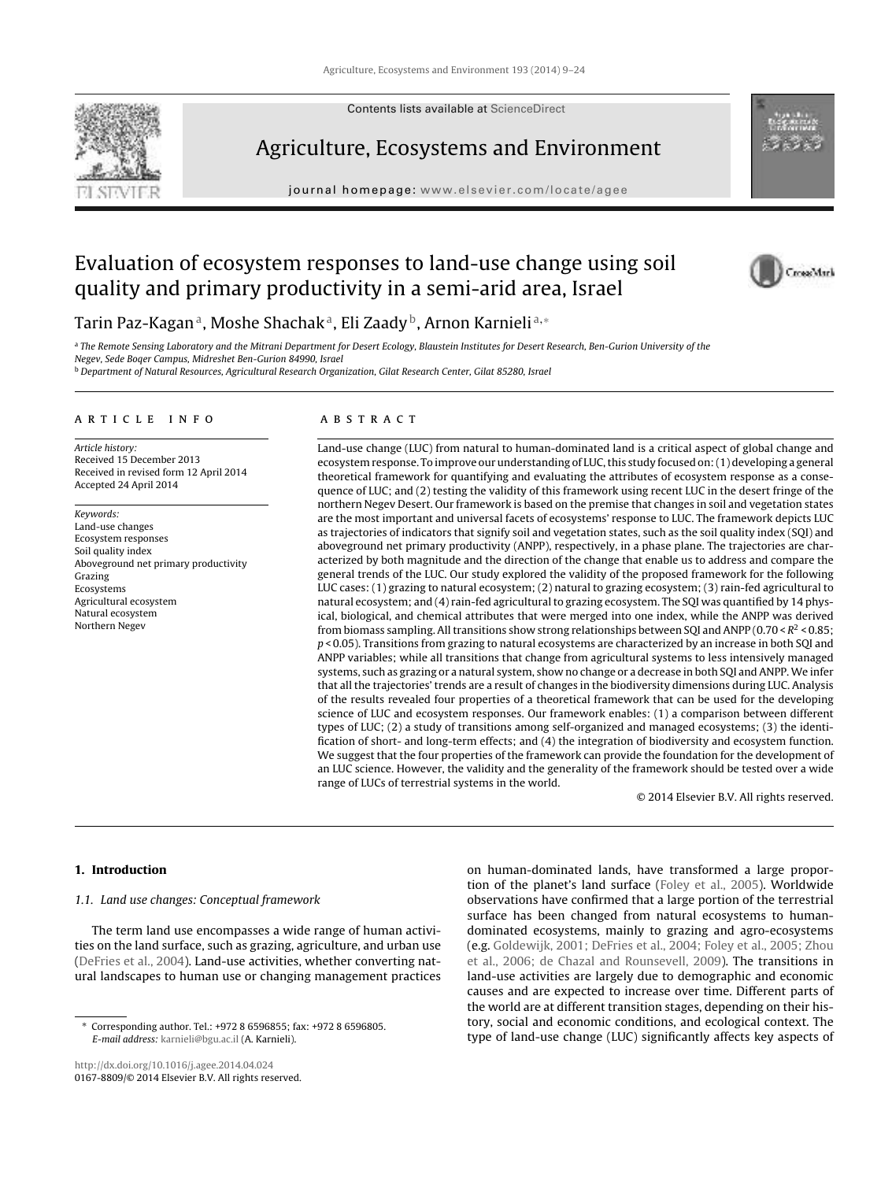# Evaluation of ecosystem responses to land-use change using soil quality and primary productivity in a semi-arid area, Israel

Tarin Paz-Kagan[a], Moshe Shachak[a], Eli Zaady[b], Arnon Karnieli[a,*]

[a] The Remote Sensing Laboratory and the Mitrani Department for Desert Ecology, Blaustein Institutes for Desert Research, Ben-Gurion University of the Negev, Sede Boqer Campus, Midreshet Ben-Gurion 84990, Israel

[b] Department of Natural Resources, Agricultural Research Organization, Gilat Research Center, Gilat 85280, Israel

## ARTICLE INFO

*Article history:*
Received 15 December 2013
Received in revised form 12 April 2014
Accepted 24 April 2014

*Keywords:*
Land-use changes
Ecosystem responses
Soil quality index
Aboveground net primary productivity
Grazing
Ecosystems
Agricultural ecosystem
Natural ecosystem
Northern Negev

## ABSTRACT

Land-use change (LUC) from natural to human-dominated land is a critical aspect of global change and ecosystem response. To improve our understanding of LUC, this study focused on: (1) developing a general theoretical framework for quantifying and evaluating the attributes of ecosystem response as a consequence of LUC; and (2) testing the validity of this framework using recent LUC in the desert fringe of the northern Negev Desert. Our framework is based on the premise that changes in soil and vegetation states are the most important and universal facets of ecosystems' response to LUC. The framework depicts LUC as trajectories of indicators that signify soil and vegetation states, such as the soil quality index (SQI) and aboveground net primary productivity (ANPP), respectively, in a phase plane. The trajectories are characterized by both magnitude and the direction of the change that enable us to address and compare the general trends of the LUC. Our study explored the validity of the proposed framework for the following LUC cases: (1) grazing to natural ecosystem; (2) natural to grazing ecosystem; (3) rain-fed agricultural to natural ecosystem; and (4) rain-fed agricultural to grazing ecosystem. The SQI was quantified by 14 physical, biological, and chemical attributes that were merged into one index, while the ANPP was derived from biomass sampling. All transitions show strong relationships between SQI and ANPP ($0.70 < R^2 < 0.85$; $p < 0.05$). Transitions from grazing to natural ecosystems are characterized by an increase in both SQI and ANPP variables; while all transitions that change from agricultural systems to less intensively managed systems, such as grazing or a natural system, show no change or a decrease in both SQI and ANPP. We infer that all the trajectories' trends are a result of changes in the biodiversity dimensions during LUC. Analysis of the results revealed four properties of a theoretical framework that can be used for the developing science of LUC and ecosystem responses. Our framework enables: (1) a comparison between different types of LUC; (2) a study of transitions among self-organized and managed ecosystems; (3) the identification of short- and long-term effects; and (4) the integration of biodiversity and ecosystem function. We suggest that the four properties of the framework can provide the foundation for the development of an LUC science. However, the validity and the generality of the framework should be tested over a wide range of LUCs of terrestrial systems in the world.

© 2014 Elsevier B.V. All rights reserved.

## 1. Introduction

### 1.1. Land use changes: Conceptual framework

The term land use encompasses a wide range of human activities on the land surface, such as grazing, agriculture, and urban use (DeFries et al., 2004). Land-use activities, whether converting natural landscapes to human use or changing management practices on human-dominated lands, have transformed a large proportion of the planet's land surface (Foley et al., 2005). Worldwide observations have confirmed that a large portion of the terrestrial surface has been changed from natural ecosystems to human-dominated ecosystems, mainly to grazing and agro-ecosystems (e.g. Goldewijk, 2001; DeFries et al., 2004; Foley et al., 2005; Zhou et al., 2006; de Chazal and Rounsevell, 2009). The transitions in land-use activities are largely due to demographic and economic causes and are expected to increase over time. Different parts of the world are at different transition stages, depending on their history, social and economic conditions, and ecological context. The type of land-use change (LUC) significantly affects key aspects of

\* Corresponding author. Tel.: +972 8 6596855; fax: +972 8 6596805.
*E-mail address:* karnieli@bgu.ac.il (A. Karnieli).

http://dx.doi.org/10.1016/j.agee.2014.04.024
0167-8809/© 2014 Elsevier B.V. All rights reserved.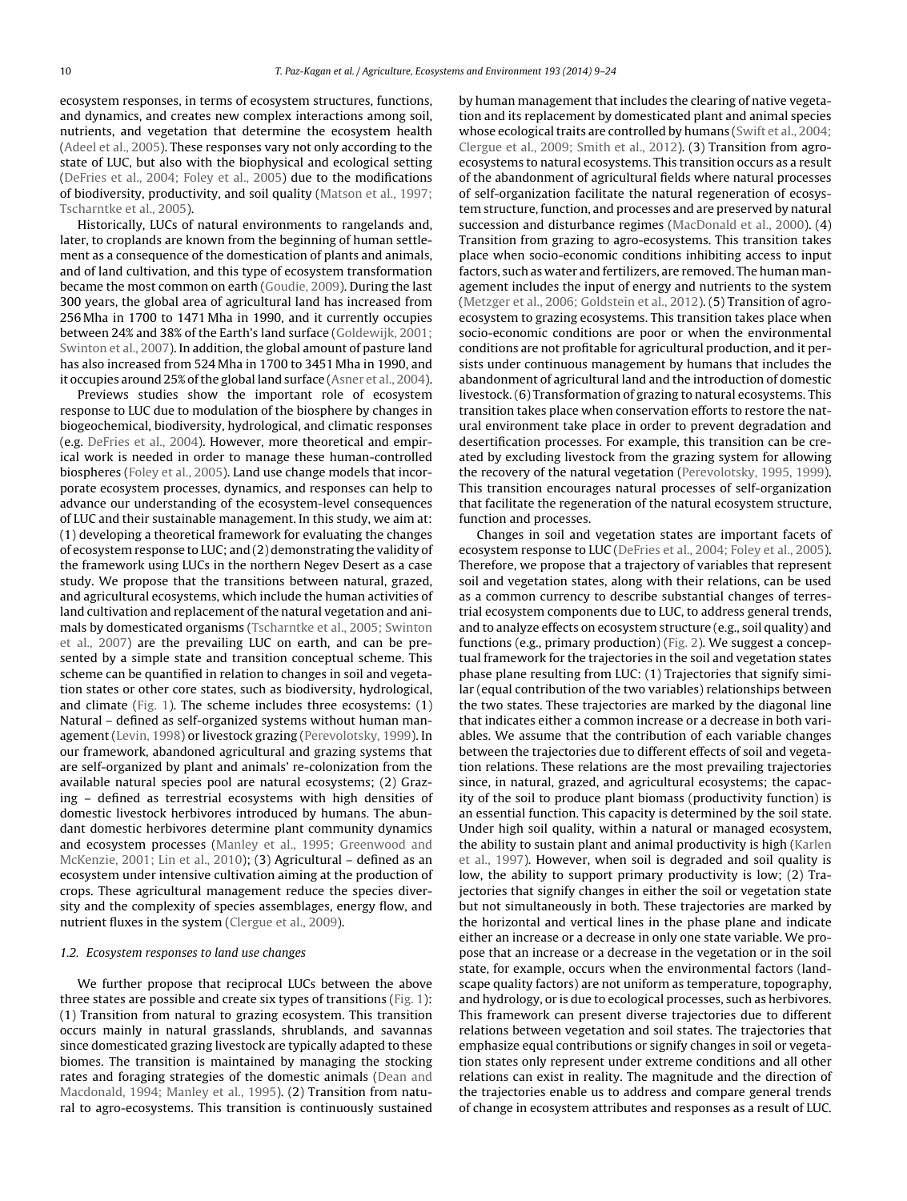ecosystem responses, in terms of ecosystem structures, functions, and dynamics, and creates new complex interactions among soil, nutrients, and vegetation that determine the ecosystem health (Adeel et al., 2005). These responses vary not only according to the state of LUC, but also with the biophysical and ecological setting (DeFries et al., 2004; Foley et al., 2005) due to the modifications of biodiversity, productivity, and soil quality (Matson et al., 1997; Tscharntke et al., 2005).

Historically, LUCs of natural environments to rangelands and, later, to croplands are known from the beginning of human settlement as a consequence of the domestication of plants and animals, and of land cultivation, and this type of ecosystem transformation became the most common on earth (Goudie, 2009). During the last 300 years, the global area of agricultural land has increased from 256 Mha in 1700 to 1471 Mha in 1990, and it currently occupies between 24% and 38% of the Earth's land surface (Goldewijk, 2001; Swinton et al., 2007). In addition, the global amount of pasture land has also increased from 524 Mha in 1700 to 3451 Mha in 1990, and it occupies around 25% of the global land surface (Asner et al., 2004).

Previews studies show the important role of ecosystem response to LUC due to modulation of the biosphere by changes in biogeochemical, biodiversity, hydrological, and climatic responses (e.g. DeFries et al., 2004). However, more theoretical and empirical work is needed in order to manage these human-controlled biospheres (Foley et al., 2005). Land use change models that incorporate ecosystem processes, dynamics, and responses can help to advance our understanding of the ecosystem-level consequences of LUC and their sustainable management. In this study, we aim at: (1) developing a theoretical framework for evaluating the changes of ecosystem response to LUC; and (2) demonstrating the validity of the framework using LUCs in the northern Negev Desert as a case study. We propose that the transitions between natural, grazed, and agricultural ecosystems, which include the human activities of land cultivation and replacement of the natural vegetation and animals by domesticated organisms (Tscharntke et al., 2005; Swinton et al., 2007) are the prevailing LUC on earth, and can be presented by a simple state and transition conceptual scheme. This scheme can be quantified in relation to changes in soil and vegetation states or other core states, such as biodiversity, hydrological, and climate (Fig. 1). The scheme includes three ecosystems: (1) Natural – defined as self-organized systems without human management (Levin, 1998) or livestock grazing (Perevolotsky, 1999). In our framework, abandoned agricultural and grazing systems that are self-organized by plant and animals' re-colonization from the available natural species pool are natural ecosystems; (2) Grazing – defined as terrestrial ecosystems with high densities of domestic livestock herbivores introduced by humans. The abundant domestic herbivores determine plant community dynamics and ecosystem processes (Manley et al., 1995; Greenwood and McKenzie, 2001; Lin et al., 2010); (3) Agricultural – defined as an ecosystem under intensive cultivation aiming at the production of crops. These agricultural management reduce the species diversity and the complexity of species assemblages, energy flow, and nutrient fluxes in the system (Clergue et al., 2009).

### *1.2. Ecosystem responses to land use changes*

We further propose that reciprocal LUCs between the above three states are possible and create six types of transitions (Fig. 1): (1) Transition from natural to grazing ecosystem. This transition occurs mainly in natural grasslands, shrublands, and savannas since domesticated grazing livestock are typically adapted to these biomes. The transition is maintained by managing the stocking rates and foraging strategies of the domestic animals (Dean and Macdonald, 1994; Manley et al., 1995). (2) Transition from natural to agro-ecosystems. This transition is continuously sustained by human management that includes the clearing of native vegetation and its replacement by domesticated plant and animal species whose ecological traits are controlled by humans (Swift et al., 2004; Clergue et al., 2009; Smith et al., 2012). (3) Transition from agro-ecosystems to natural ecosystems. This transition occurs as a result of the abandonment of agricultural fields where natural processes of self-organization facilitate the natural regeneration of ecosystem structure, function, and processes and are preserved by natural succession and disturbance regimes (MacDonald et al., 2000). (4) Transition from grazing to agro-ecosystems. This transition takes place when socio-economic conditions inhibiting access to input factors, such as water and fertilizers, are removed. The human management includes the input of energy and nutrients to the system (Metzger et al., 2006; Goldstein et al., 2012). (5) Transition of agro-ecosystem to grazing ecosystems. This transition takes place when socio-economic conditions are poor or when the environmental conditions are not profitable for agricultural production, and it persists under continuous management by humans that includes the abandonment of agricultural land and the introduction of domestic livestock. (6) Transformation of grazing to natural ecosystems. This transition takes place when conservation efforts to restore the natural environment take place in order to prevent degradation and desertification processes. For example, this transition can be created by excluding livestock from the grazing system for allowing the recovery of the natural vegetation (Perevolotsky, 1995, 1999). This transition encourages natural processes of self-organization that facilitate the regeneration of the natural ecosystem structure, function and processes.

Changes in soil and vegetation states are important facets of ecosystem response to LUC (DeFries et al., 2004; Foley et al., 2005). Therefore, we propose that a trajectory of variables that represent soil and vegetation states, along with their relations, can be used as a common currency to describe substantial changes of terrestrial ecosystem components due to LUC, to address general trends, and to analyze effects on ecosystem structure (e.g., soil quality) and functions (e.g., primary production) (Fig. 2). We suggest a conceptual framework for the trajectories in the soil and vegetation states phase plane resulting from LUC: (1) Trajectories that signify similar (equal contribution of the two variables) relationships between the two states. These trajectories are marked by the diagonal line that indicates either a common increase or a decrease in both variables. We assume that the contribution of each variable changes between the trajectories due to different effects of soil and vegetation relations. These relations are the most prevailing trajectories since, in natural, grazed, and agricultural ecosystems; the capacity of the soil to produce plant biomass (productivity function) is an essential function. This capacity is determined by the soil state. Under high soil quality, within a natural or managed ecosystem, the ability to sustain plant and animal productivity is high (Karlen et al., 1997). However, when soil is degraded and soil quality is low, the ability to support primary productivity is low; (2) Trajectories that signify changes in either the soil or vegetation state but not simultaneously in both. These trajectories are marked by the horizontal and vertical lines in the phase plane and indicate either an increase or a decrease in only one state variable. We propose that an increase or a decrease in the vegetation or in the soil state, for example, occurs when the environmental factors (landscape quality factors) are not uniform as temperature, topography, and hydrology, or is due to ecological processes, such as herbivores. This framework can present diverse trajectories due to different relations between vegetation and soil states. The trajectories that emphasize equal contributions or signify changes in soil or vegetation states only represent under extreme conditions and all other relations can exist in reality. The magnitude and the direction of the trajectories enable us to address and compare general trends of change in ecosystem attributes and responses as a result of LUC.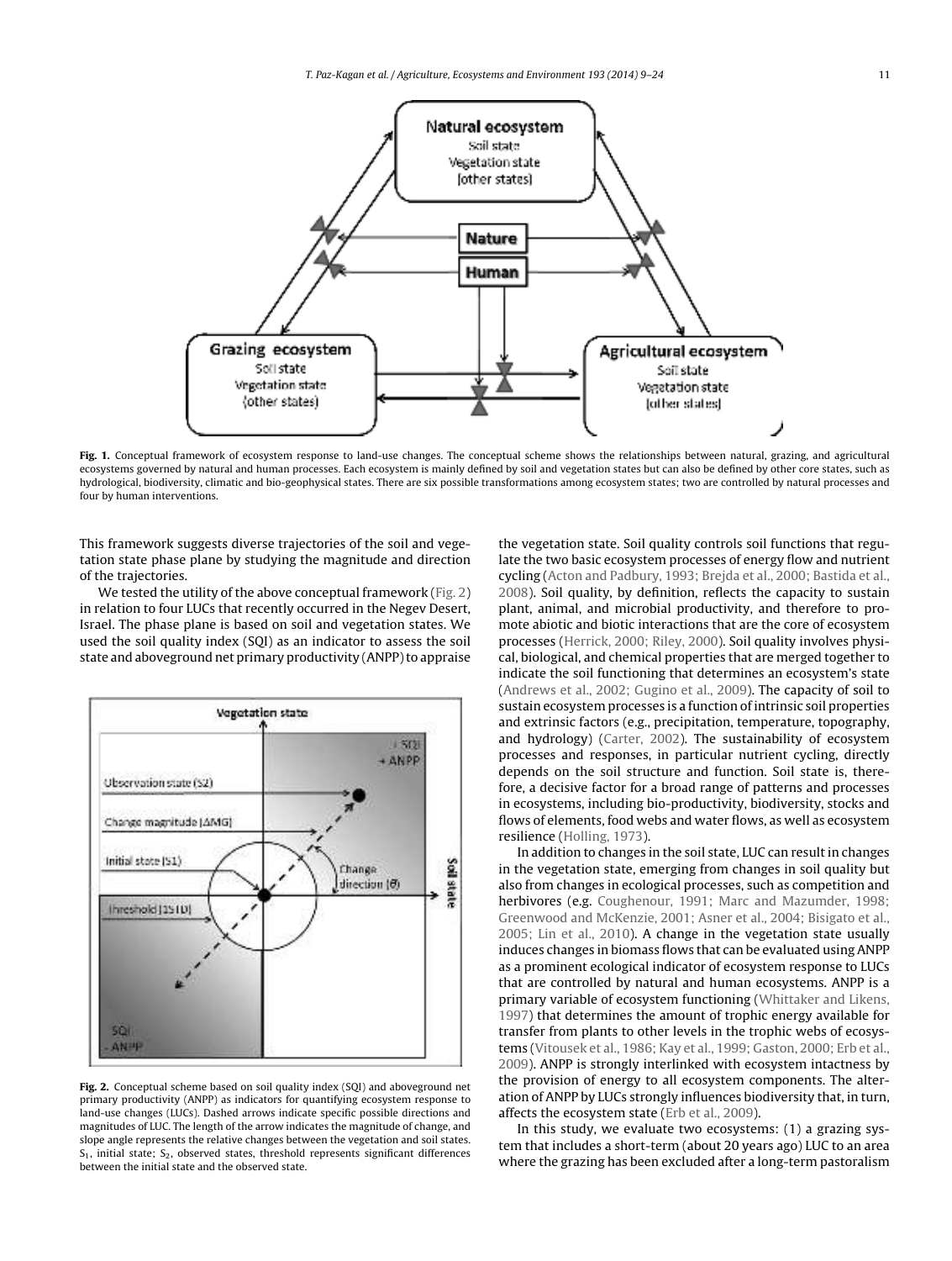**Fig. 1.** Conceptual framework of ecosystem response to land-use changes. The conceptual scheme shows the relationships between natural, grazing, and agricultural ecosystems governed by natural and human processes. Each ecosystem is mainly defined by soil and vegetation states but can also be defined by other core states, such as hydrological, biodiversity, climatic and bio-geophysical states. There are six possible transformations among ecosystem states; two are controlled by natural processes and four by human interventions.

This framework suggests diverse trajectories of the soil and vegetation state phase plane by studying the magnitude and direction of the trajectories.

We tested the utility of the above conceptual framework (Fig. 2) in relation to four LUCs that recently occurred in the Negev Desert, Israel. The phase plane is based on soil and vegetation states. We used the soil quality index (SQI) as an indicator to assess the soil state and aboveground net primary productivity (ANPP) to appraise the vegetation state. Soil quality controls soil functions that regulate the two basic ecosystem processes of energy flow and nutrient cycling (Acton and Padbury, 1993; Brejda et al., 2000; Bastida et al., 2008). Soil quality, by definition, reflects the capacity to sustain plant, animal, and microbial productivity, and therefore to promote abiotic and biotic interactions that are the core of ecosystem processes (Herrick, 2000; Riley, 2000). Soil quality involves physical, biological, and chemical properties that are merged together to indicate the soil functioning that determines an ecosystem's state (Andrews et al., 2002; Gugino et al., 2009). The capacity of soil to sustain ecosystem processes is a function of intrinsic soil properties and extrinsic factors (e.g., precipitation, temperature, topography, and hydrology) (Carter, 2002). The sustainability of ecosystem processes and responses, in particular nutrient cycling, directly depends on the soil structure and function. Soil state is, therefore, a decisive factor for a broad range of patterns and processes in ecosystems, including bio-productivity, biodiversity, stocks and flows of elements, food webs and water flows, as well as ecosystem resilience (Holling, 1973).

**Fig. 2.** Conceptual scheme based on soil quality index (SQI) and aboveground net primary productivity (ANPP) as indicators for quantifying ecosystem response to land-use changes (LUCs). Dashed arrows indicate specific possible directions and magnitudes of LUC. The length of the arrow indicates the magnitude of change, and slope angle represents the relative changes between the vegetation and soil states. $S_1$, initial state; $S_2$, observed states, threshold represents significant differences between the initial state and the observed state.

In addition to changes in the soil state, LUC can result in changes in the vegetation state, emerging from changes in soil quality but also from changes in ecological processes, such as competition and herbivores (e.g. Coughenour, 1991; Marc and Mazumder, 1998; Greenwood and McKenzie, 2001; Asner et al., 2004; Bisigato et al., 2005; Lin et al., 2010). A change in the vegetation state usually induces changes in biomass flows that can be evaluated using ANPP as a prominent ecological indicator of ecosystem response to LUCs that are controlled by natural and human ecosystems. ANPP is a primary variable of ecosystem functioning (Whittaker and Likens, 1997) that determines the amount of trophic energy available for transfer from plants to other levels in the trophic webs of ecosystems (Vitousek et al., 1986; Kay et al., 1999; Gaston, 2000; Erb et al., 2009). ANPP is strongly interlinked with ecosystem intactness by the provision of energy to all ecosystem components. The alteration of ANPP by LUCs strongly influences biodiversity that, in turn, affects the ecosystem state (Erb et al., 2009).

In this study, we evaluate two ecosystems: (1) a grazing system that includes a short-term (about 20 years ago) LUC to an area where the grazing has been excluded after a long-term pastoralism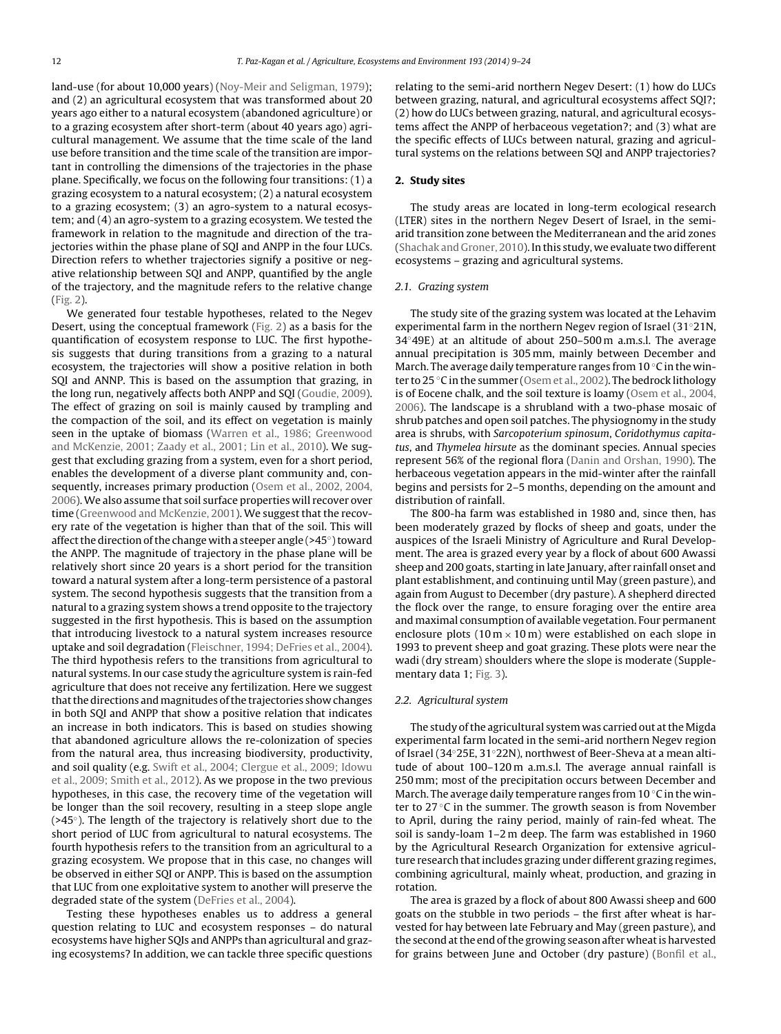land-use (for about 10,000 years) (Noy-Meir and Seligman, 1979); and (2) an agricultural ecosystem that was transformed about 20 years ago either to a natural ecosystem (abandoned agriculture) or to a grazing ecosystem after short-term (about 40 years ago) agricultural management. We assume that the time scale of the land use before transition and the time scale of the transition are important in controlling the dimensions of the trajectories in the phase plane. Specifically, we focus on the following four transitions: (1) a grazing ecosystem to a natural ecosystem; (2) a natural ecosystem to a grazing ecosystem; (3) an agro-system to a natural ecosystem; and (4) an agro-system to a grazing ecosystem. We tested the framework in relation to the magnitude and direction of the trajectories within the phase plane of SQI and ANPP in the four LUCs. Direction refers to whether trajectories signify a positive or negative relationship between SQI and ANPP, quantified by the angle of the trajectory, and the magnitude refers to the relative change (Fig. 2).

We generated four testable hypotheses, related to the Negev Desert, using the conceptual framework (Fig. 2) as a basis for the quantification of ecosystem response to LUC. The first hypothesis suggests that during transitions from a grazing to a natural ecosystem, the trajectories will show a positive relation in both SQI and ANNP. This is based on the assumption that grazing, in the long run, negatively affects both ANPP and SQI (Goudie, 2009). The effect of grazing on soil is mainly caused by trampling and the compaction of the soil, and its effect on vegetation is mainly seen in the uptake of biomass (Warren et al., 1986; Greenwood and McKenzie, 2001; Zaady et al., 2001; Lin et al., 2010). We suggest that excluding grazing from a system, even for a short period, enables the development of a diverse plant community and, consequently, increases primary production (Osem et al., 2002, 2004, 2006). We also assume that soil surface properties will recover over time (Greenwood and McKenzie, 2001). We suggest that the recovery rate of the vegetation is higher than that of the soil. This will affect the direction of the change with a steeper angle (>45°) toward the ANPP. The magnitude of trajectory in the phase plane will be relatively short since 20 years is a short period for the transition toward a natural system after a long-term persistence of a pastoral system. The second hypothesis suggests that the transition from a natural to a grazing system shows a trend opposite to the trajectory suggested in the first hypothesis. This is based on the assumption that introducing livestock to a natural system increases resource uptake and soil degradation (Fleischner, 1994; DeFries et al., 2004). The third hypothesis refers to the transitions from agricultural to natural systems. In our case study the agriculture system is rain-fed agriculture that does not receive any fertilization. Here we suggest that the directions and magnitudes of the trajectories show changes in both SQI and ANPP that show a positive relation that indicates an increase in both indicators. This is based on studies showing that abandoned agriculture allows the re-colonization of species from the natural area, thus increasing biodiversity, productivity, and soil quality (e.g. Swift et al., 2004; Clergue et al., 2009; Idowu et al., 2009; Smith et al., 2012). As we propose in the two previous hypotheses, in this case, the recovery time of the vegetation will be longer than the soil recovery, resulting in a steep slope angle (>45°). The length of the trajectory is relatively short due to the short period of LUC from agricultural to natural ecosystems. The fourth hypothesis refers to the transition from an agricultural to a grazing ecosystem. We propose that in this case, no changes will be observed in either SQI or ANPP. This is based on the assumption that LUC from one exploitative system to another will preserve the degraded state of the system (DeFries et al., 2004).

Testing these hypotheses enables us to address a general question relating to LUC and ecosystem responses – do natural ecosystems have higher SQIs and ANPPs than agricultural and grazing ecosystems? In addition, we can tackle three specific questions relating to the semi-arid northern Negev Desert: (1) how do LUCs between grazing, natural, and agricultural ecosystems affect SQI?; (2) how do LUCs between grazing, natural, and agricultural ecosystems affect the ANPP of herbaceous vegetation?; and (3) what are the specific effects of LUCs between natural, grazing and agricultural systems on the relations between SQI and ANPP trajectories?

## 2. Study sites

The study areas are located in long-term ecological research (LTER) sites in the northern Negev Desert of Israel, in the semi-arid transition zone between the Mediterranean and the arid zones (Shachak and Groner, 2010). In this study, we evaluate two different ecosystems – grazing and agricultural systems.

### 2.1. Grazing system

The study site of the grazing system was located at the Lehavim experimental farm in the northern Negev region of Israel (31°21N, 34°49E) at an altitude of about 250–500 m a.m.s.l. The average annual precipitation is 305 mm, mainly between December and March. The average daily temperature ranges from 10 °C in the winter to 25 °C in the summer (Osem et al., 2002). The bedrock lithology is of Eocene chalk, and the soil texture is loamy (Osem et al., 2004, 2006). The landscape is a shrubland with a two-phase mosaic of shrub patches and open soil patches. The physiognomy in the study area is shrubs, with *Sarcopoterium spinosum*, *Coridothymus capitatus*, and *Thymelea hirsute* as the dominant species. Annual species represent 56% of the regional flora (Danin and Orshan, 1990). The herbaceous vegetation appears in the mid-winter after the rainfall begins and persists for 2–5 months, depending on the amount and distribution of rainfall.

The 800-ha farm was established in 1980 and, since then, has been moderately grazed by flocks of sheep and goats, under the auspices of the Israeli Ministry of Agriculture and Rural Development. The area is grazed every year by a flock of about 600 Awassi sheep and 200 goats, starting in late January, after rainfall onset and plant establishment, and continuing until May (green pasture), and again from August to December (dry pasture). A shepherd directed the flock over the range, to ensure foraging over the entire area and maximal consumption of available vegetation. Four permanent enclosure plots (10 m × 10 m) were established on each slope in 1993 to prevent sheep and goat grazing. These plots were near the wadi (dry stream) shoulders where the slope is moderate (Supplementary data 1; Fig. 3).

### 2.2. Agricultural system

The study of the agricultural system was carried out at the Migda experimental farm located in the semi-arid northern Negev region of Israel (34°25E, 31°22N), northwest of Beer-Sheva at a mean altitude of about 100–120 m a.m.s.l. The average annual rainfall is 250 mm; most of the precipitation occurs between December and March. The average daily temperature ranges from 10 °C in the winter to 27 °C in the summer. The growth season is from November to April, during the rainy period, mainly of rain-fed wheat. The soil is sandy-loam 1–2 m deep. The farm was established in 1960 by the Agricultural Research Organization for extensive agriculture research that includes grazing under different grazing regimes, combining agricultural, mainly wheat, production, and grazing in rotation.

The area is grazed by a flock of about 800 Awassi sheep and 600 goats on the stubble in two periods – the first after wheat is harvested for hay between late February and May (green pasture), and the second at the end of the growing season after wheat is harvested for grains between June and October (dry pasture) (Bonfil et al.,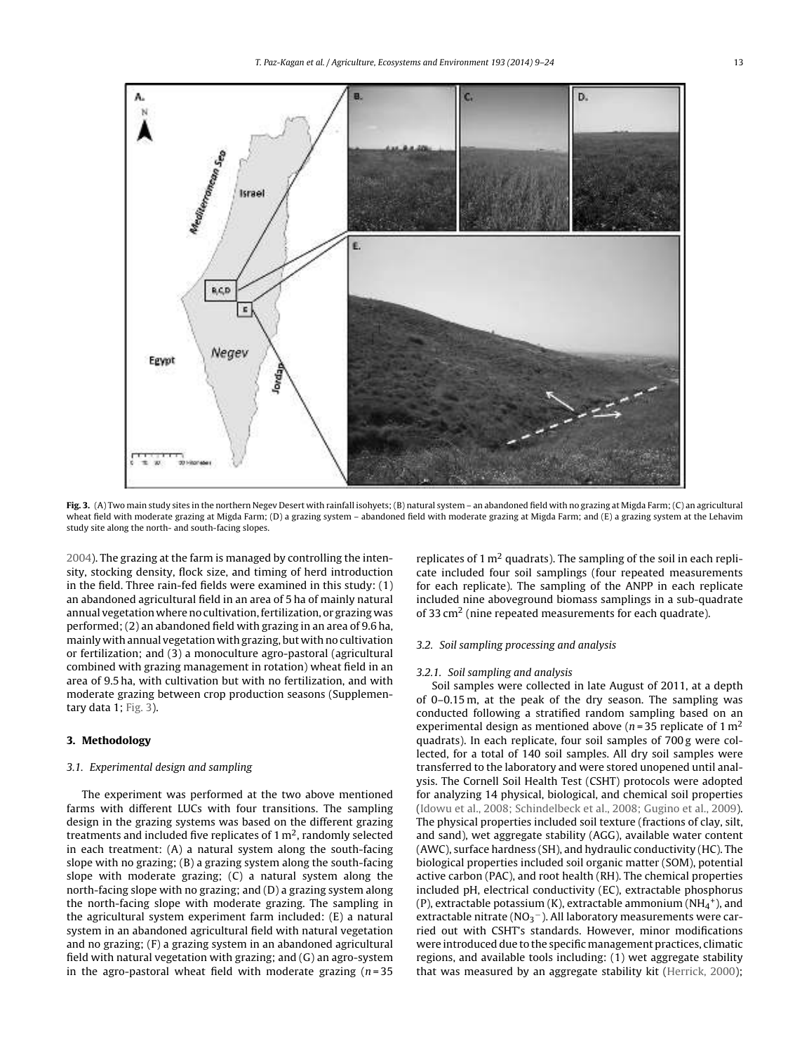**Fig. 3.** (A) Two main study sites in the northern Negev Desert with rainfall isohyets; (B) natural system – an abandoned field with no grazing at Migda Farm; (C) an agricultural wheat field with moderate grazing at Migda Farm; (D) a grazing system – abandoned field with moderate grazing at Migda Farm; and (E) a grazing system at the Lehavim study site along the north- and south-facing slopes.

2004). The grazing at the farm is managed by controlling the intensity, stocking density, flock size, and timing of herd introduction in the field. Three rain-fed fields were examined in this study: (1) an abandoned agricultural field in an area of 5 ha of mainly natural annual vegetation where no cultivation, fertilization, or grazing was performed; (2) an abandoned field with grazing in an area of 9.6 ha, mainly with annual vegetation with grazing, but with no cultivation or fertilization; and (3) a monoculture agro-pastoral (agricultural combined with grazing management in rotation) wheat field in an area of 9.5 ha, with cultivation but with no fertilization, and with moderate grazing between crop production seasons (Supplementary data 1; Fig. 3).

## 3. Methodology

### 3.1. Experimental design and sampling

The experiment was performed at the two above mentioned farms with different LUCs with four transitions. The sampling design in the grazing systems was based on the different grazing treatments and included five replicates of 1 m$^2$, randomly selected in each treatment: (A) a natural system along the south-facing slope with no grazing; (B) a grazing system along the south-facing slope with moderate grazing; (C) a natural system along the north-facing slope with no grazing; and (D) a grazing system along the north-facing slope with moderate grazing. The sampling in the agricultural system experiment farm included: (E) a natural system in an abandoned agricultural field with natural vegetation and no grazing; (F) a grazing system in an abandoned agricultural field with natural vegetation with grazing; and (G) an agro-system in the agro-pastoral wheat field with moderate grazing ($n = 35$ replicates of 1 m$^2$ quadrats). The sampling of the soil in each replicate included four soil samplings (four repeated measurements for each replicate). The sampling of the ANPP in each replicate included nine aboveground biomass samplings in a sub-quadrate of 33 cm$^2$ (nine repeated measurements for each quadrate).

### 3.2. Soil sampling processing and analysis

#### 3.2.1. Soil sampling and analysis

Soil samples were collected in late August of 2011, at a depth of 0–0.15 m, at the peak of the dry season. The sampling was conducted following a stratified random sampling based on an experimental design as mentioned above ($n = 35$ replicate of 1 m$^2$ quadrats). In each replicate, four soil samples of 700 g were collected, for a total of 140 soil samples. All dry soil samples were transferred to the laboratory and were stored unopened until analysis. The Cornell Soil Health Test (CSHT) protocols were adopted for analyzing 14 physical, biological, and chemical soil properties (Idowu et al., 2008; Schindelbeck et al., 2008; Gugino et al., 2009). The physical properties included soil texture (fractions of clay, silt, and sand), wet aggregate stability (AGG), available water content (AWC), surface hardness (SH), and hydraulic conductivity (HC). The biological properties included soil organic matter (SOM), potential active carbon (PAC), and root health (RH). The chemical properties included pH, electrical conductivity (EC), extractable phosphorus (P), extractable potassium (K), extractable ammonium ($NH_4^+$), and extractable nitrate ($NO_3^-$). All laboratory measurements were carried out with CSHT's standards. However, minor modifications were introduced due to the specific management practices, climatic regions, and available tools including: (1) wet aggregate stability that was measured by an aggregate stability kit (Herrick, 2000);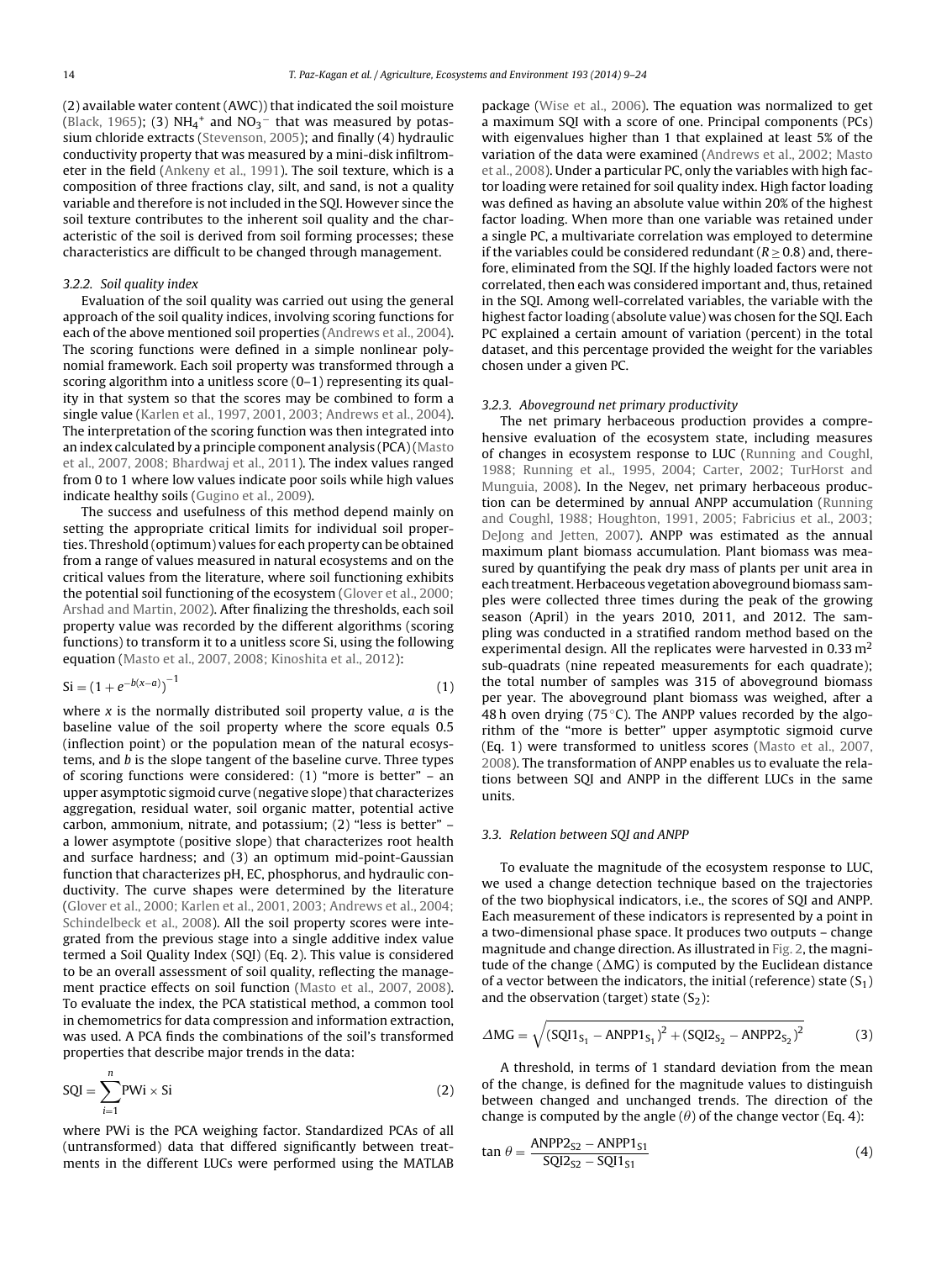(2) available water content (AWC)) that indicated the soil moisture (Black, 1965); (3) $NH_4^+$ and $NO_3^-$ that was measured by potassium chloride extracts (Stevenson, 2005); and finally (4) hydraulic conductivity property that was measured by a mini-disk infiltrometer in the field (Ankeny et al., 1991). The soil texture, which is a composition of three fractions clay, silt, and sand, is not a quality variable and therefore is not included in the SQI. However since the soil texture contributes to the inherent soil quality and the characteristic of the soil is derived from soil forming processes; these characteristics are difficult to be changed through management.

#### 3.2.2. Soil quality index

Evaluation of the soil quality was carried out using the general approach of the soil quality indices, involving scoring functions for each of the above mentioned soil properties (Andrews et al., 2004). The scoring functions were defined in a simple nonlinear polynomial framework. Each soil property was transformed through a scoring algorithm into a unitless score (0–1) representing its quality in that system so that the scores may be combined to form a single value (Karlen et al., 1997, 2001, 2003; Andrews et al., 2004). The interpretation of the scoring function was then integrated into an index calculated by a principle component analysis (PCA) (Masto et al., 2007, 2008; Bhardwaj et al., 2011). The index values ranged from 0 to 1 where low values indicate poor soils while high values indicate healthy soils (Gugino et al., 2009).

The success and usefulness of this method depend mainly on setting the appropriate critical limits for individual soil properties. Threshold (optimum) values for each property can be obtained from a range of values measured in natural ecosystems and on the critical values from the literature, where soil functioning exhibits the potential soil functioning of the ecosystem (Glover et al., 2000; Arshad and Martin, 2002). After finalizing the thresholds, each soil property value was recorded by the different algorithms (scoring functions) to transform it to a unitless score Si, using the following equation (Masto et al., 2007, 2008; Kinoshita et al., 2012):

$$\mathrm{Si} = \left(1 + e^{-b(x-a)}\right)^{-1} \tag{1}$$

where $x$ is the normally distributed soil property value, $a$ is the baseline value of the soil property where the score equals 0.5 (inflection point) or the population mean of the natural ecosystems, and $b$ is the slope tangent of the baseline curve. Three types of scoring functions were considered: (1) "more is better" – an upper asymptotic sigmoid curve (negative slope) that characterizes aggregation, residual water, soil organic matter, potential active carbon, ammonium, nitrate, and potassium; (2) "less is better" – a lower asymptote (positive slope) that characterizes root health and surface hardness; and (3) an optimum mid-point-Gaussian function that characterizes pH, EC, phosphorus, and hydraulic conductivity. The curve shapes were determined by the literature (Glover et al., 2000; Karlen et al., 2001, 2003; Andrews et al., 2004; Schindelbeck et al., 2008). All the soil property scores were integrated from the previous stage into a single additive index value termed a Soil Quality Index (SQI) (Eq. 2). This value is considered to be an overall assessment of soil quality, reflecting the management practice effects on soil function (Masto et al., 2007, 2008). To evaluate the index, the PCA statistical method, a common tool in chemometrics for data compression and information extraction, was used. A PCA finds the combinations of the soil's transformed properties that describe major trends in the data:

$$\mathrm{SQI} = \sum_{i=1}^{n} \mathrm{PWi} \times \mathrm{Si} \tag{2}$$

where PWi is the PCA weighing factor. Standardized PCAs of all (untransformed) data that differed significantly between treatments in the different LUCs were performed using the MATLAB package (Wise et al., 2006). The equation was normalized to get a maximum SQI with a score of one. Principal components (PCs) with eigenvalues higher than 1 that explained at least 5% of the variation of the data were examined (Andrews et al., 2002; Masto et al., 2008). Under a particular PC, only the variables with high factor loading were retained for soil quality index. High factor loading was defined as having an absolute value within 20% of the highest factor loading. When more than one variable was retained under a single PC, a multivariate correlation was employed to determine if the variables could be considered redundant ($R \geq 0.8$) and, therefore, eliminated from the SQI. If the highly loaded factors were not correlated, then each was considered important and, thus, retained in the SQI. Among well-correlated variables, the variable with the highest factor loading (absolute value) was chosen for the SQI. Each PC explained a certain amount of variation (percent) in the total dataset, and this percentage provided the weight for the variables chosen under a given PC.

#### 3.2.3. Aboveground net primary productivity

The net primary herbaceous production provides a comprehensive evaluation of the ecosystem state, including measures of changes in ecosystem response to LUC (Running and Coughl, 1988; Running et al., 1995, 2004; Carter, 2002; TurHorst and Munguia, 2008). In the Negev, net primary herbaceous production can be determined by annual ANPP accumulation (Running and Coughl, 1988; Houghton, 1991, 2005; Fabricius et al., 2003; DeJong and Jetten, 2007). ANPP was estimated as the annual maximum plant biomass accumulation. Plant biomass was measured by quantifying the peak dry mass of plants per unit area in each treatment. Herbaceous vegetation aboveground biomass samples were collected three times during the peak of the growing season (April) in the years 2010, 2011, and 2012. The sampling was conducted in a stratified random method based on the experimental design. All the replicates were harvested in 0.33 $m^2$ sub-quadrats (nine repeated measurements for each quadrate); the total number of samples was 315 of aboveground biomass per year. The aboveground plant biomass was weighed, after a 48 h oven drying (75 °C). The ANPP values recorded by the algorithm of the "more is better" upper asymptotic sigmoid curve (Eq. 1) were transformed to unitless scores (Masto et al., 2007, 2008). The transformation of ANPP enables us to evaluate the relations between SQI and ANPP in the different LUCs in the same units.

### 3.3. Relation between SQI and ANPP

To evaluate the magnitude of the ecosystem response to LUC, we used a change detection technique based on the trajectories of the two biophysical indicators, i.e., the scores of SQI and ANPP. Each measurement of these indicators is represented by a point in a two-dimensional phase space. It produces two outputs – change magnitude and change direction. As illustrated in Fig. 2, the magnitude of the change ($\Delta$MG) is computed by the Euclidean distance of a vector between the indicators, the initial (reference) state ($S_1$) and the observation (target) state ($S_2$):

$$\Delta \mathrm{MG} = \sqrt{(\mathrm{SQI1}_{S_1} - \mathrm{ANPP1}_{S_1})^2 + (\mathrm{SQI2}_{S_2} - \mathrm{ANPP2}_{S_2})^2} \tag{3}$$

A threshold, in terms of 1 standard deviation from the mean of the change, is defined for the magnitude values to distinguish between changed and unchanged trends. The direction of the change is computed by the angle ($\theta$) of the change vector (Eq. 4):

$$\tan\theta = \frac{\mathrm{ANPP2}_{S2} - \mathrm{ANPP1}_{S1}}{\mathrm{SQI2}_{S2} - \mathrm{SQI1}_{S1}} \tag{4}$$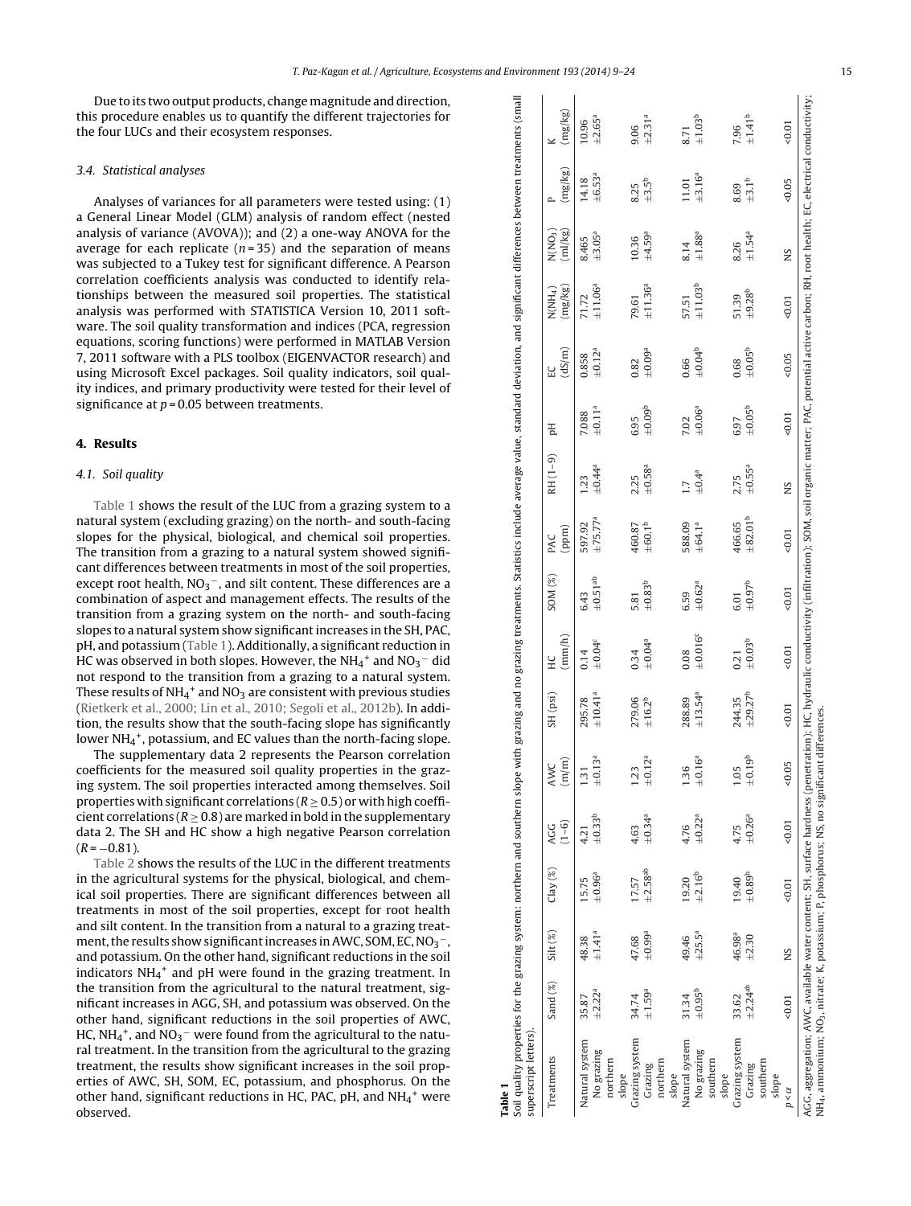Due to its two output products, change magnitude and direction, this procedure enables us to quantify the different trajectories for the four LUCs and their ecosystem responses.

### 3.4. Statistical analyses

Analyses of variances for all parameters were tested using: (1) a General Linear Model (GLM) analysis of random effect (nested analysis of variance (AVOVA)); and (2) a one-way ANOVA for the average for each replicate ($n = 35$) and the separation of means was subjected to a Tukey test for significant difference. A Pearson correlation coefficients analysis was conducted to identify relationships between the measured soil properties. The statistical analysis was performed with STATISTICA Version 10, 2011 software. The soil quality transformation and indices (PCA, regression equations, scoring functions) were performed in MATLAB Version 7, 2011 software with a PLS toolbox (EIGENVACTOR research) and using Microsoft Excel packages. Soil quality indicators, soil quality indices, and primary productivity were tested for their level of significance at $p = 0.05$ between treatments.

## 4. Results

### 4.1. Soil quality

Table 1 shows the result of the LUC from a grazing system to a natural system (excluding grazing) on the north- and south-facing slopes for the physical, biological, and chemical soil properties. The transition from a grazing to a natural system showed significant differences between treatments in most of the soil properties, except root health, $NO_3^-$, and silt content. These differences are a combination of aspect and management effects. The results of the transition from a grazing system on the north- and south-facing slopes to a natural system show significant increases in the SH, PAC, pH, and potassium (Table 1). Additionally, a significant reduction in HC was observed in both slopes. However, the $NH_4^+$ and $NO_3^-$ did not respond to the transition from a grazing to a natural system. These results of $NH_4^+$ and $NO_3$ are consistent with previous studies (Rietkerk et al., 2000; Lin et al., 2010; Segoli et al., 2012b). In addition, the results show that the south-facing slope has significantly lower $NH_4^+$, potassium, and EC values than the north-facing slope.

The supplementary data 2 represents the Pearson correlation coefficients for the measured soil quality properties in the grazing system. The soil properties interacted among themselves. Soil properties with significant correlations ($R \geq 0.5$) or with high coefficient correlations ($R \geq 0.8$) are marked in bold in the supplementary data 2. The SH and HC show a high negative Pearson correlation ($R = -0.81$).

Table 2 shows the results of the LUC in the different treatments in the agricultural systems for the physical, biological, and chemical soil properties. There are significant differences between all treatments in most of the soil properties, except for root health and silt content. In the transition from a natural to a grazing treatment, the results show significant increases in AWC, SOM, EC, $NO_3^-$, and potassium. On the other hand, significant reductions in the soil indicators $NH_4^+$ and pH were found in the grazing treatment. In the transition from the agricultural to the natural treatment, significant increases in AGG, SH, and potassium was observed. On the other hand, significant reductions in the soil properties of AWC, HC, $NH_4^+$, and $NO_3^-$ were found from the agricultural to the natural treatment. In the transition from the agricultural to the grazing treatment, the results show significant increases in the soil properties of AWC, SH, SOM, EC, potassium, and phosphorus. On the other hand, significant reductions in HC, PAC, pH, and $NH_4^+$ were observed.

**Table 1**
Soil quality properties for the grazing system: northern and southern slope with grazing and no grazing treatments. Statistics include average value, standard deviation, and significant differences between treatments (small superscript letters).

| Treatments | Sand (%) | Silt (%) | Clay (%) | AGG (1–6) | AWC (m/m) | SH (psi) | HC (mm/h) | SOM (%) | PAC (ppm) | RH (1–9) | pH | EC (dS/m) | N(NH4) (mg/kg) | N(NO3) (ml/kg) | P (mg/kg) | K (mg/kg) |
|---|---|---|---|---|---|---|---|---|---|---|---|---|---|---|---|---|
| Natural system No grazing northern slope | 35.87 ±2.22[a] | 48.38 ±1.41[a] | 15.75 ±0.96[a] | 4.21 ±0.33[b] | 1.31 ±0.13[a] | 295.78 ±10.41[a] | 0.14 ±0.04[c] | 6.43 ±0.51[ab] | 597.92 ±75.77[a] | 1.23 ±0.44[a] | 7.088 ±0.11[a] | 0.858 ±0.12[a] | 71.72 ±11.06[a] | 8.465 ±3.05[a] | 14.18 ±6.53[a] | 10.96 ±2.65[a] |
| Grazing system Grazing northern slope | 34.74 ±1.59[a] | 47.68 ±0.99[a] | 17.57 ±2.58[ab] | 4.63 ±0.34[a] | 1.23 ±0.12[a] | 279.06 ±16.2[b] | 0.34 ±0.04[a] | 5.81 ±0.83[b] | 460.87 ±60.1[b] | 2.25 ±0.58[a] | 6.95 ±0.09[b] | 0.82 ±0.09[a] | 79.61 ±11.36[a] | 10.36 ±4.59[a] | 8.25 ±3.5[b] | 9.06 ±2.31[a] |
| Natural system No grazing southern slope | 31.34 ±0.95[b] | 49.46 ±25.5[a] | 19.20 ±2.16[b] | 4.76 ±0.22[a] | 1.36 ±0.16[a] | 288.89 ±13.54[a] | 0.08 ±0.016[c] | 6.59 ±0.62[a] | 588.09 ±64.1[a] | 1.7 ±0.4[a] | 7.02 ±0.06[a] | 0.66 ±0.04[b] | 57.51 ±11.03[b] | 8.14 ±1.88[a] | 11.01 ±3.16[a] | 8.71 ±1.03[b] |
| Grazing system Grazing southern slope | 33.62 ±2.24[ab] | 46.98[a] ±2.30 | 19.40 ±0.89[b] | 4.75 ±0.26[a] | 1.05 ±0.19[b] | 244.35 ±29.27[b] | 0.21 ±0.03[b] | 6.01 ±0.97[b] | 466.65 ±82.01[b] | 2.75 ±0.55[a] | 6.97 ±0.05[b] | 0.68 ±0.05[b] | 51.39 ±9.28[b] | 8.26 ±1.54[a] | 8.69 ±3.1[b] | 7.96 ±1.41[b] |
| $p < \alpha$ | <0.01 | NS | <0.01 | <0.01 | <0.05 | <0.01 | <0.01 | <0.01 | <0.01 | NS | <0.01 | <0.05 | <0.01 | NS | <0.05 | <0.01 |

AGG, aggregation; AWC, available water content; SH, surface hardness (penetration); HC, hydraulic conductivity (infiltration); SOM, soil organic matter; PAC, potential active carbon; RH, root health; EC, electrical conductivity; $NH_4$, ammonium; $NO_3$, nitrate; K, potassium; P, phosphorus; NS, no significant differences.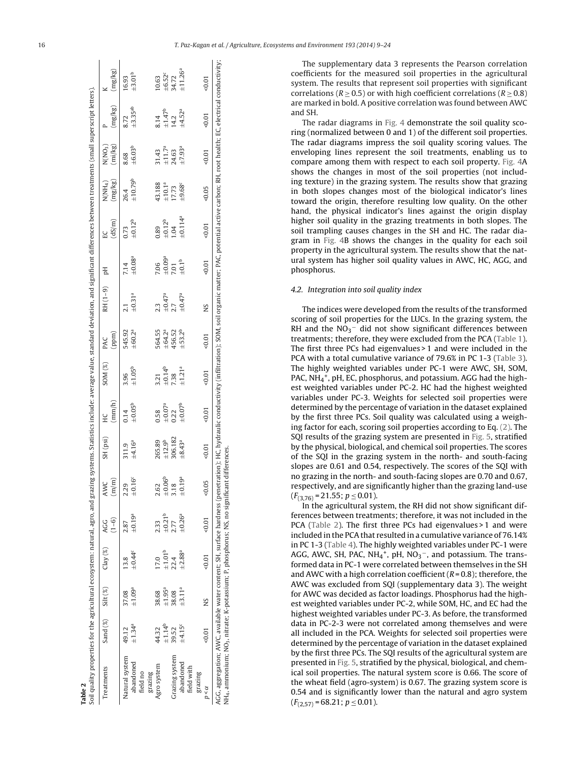**Table 2**
Soil quality properties for the agricultural ecosystem: natural, agro, and grazing systems. Statistics include: average value, standard deviation, and significant differences between treatments (small superscript letters).

| Treatments | Sand (%) | Silt (%) | Clay (%) | AGG (1–6) | AWC (m/m) | SH (psi) | HC (mm/h) | SOM (%) | PAC (ppm) | RH (1–9) | pH | EC (dS/m) | N(NH4) (mg/kg) | N(NO3) (mi/kg) | P (mg/kg) | K (mg/kg) |
|---|---|---|---|---|---|---|---|---|---|---|---|---|---|---|---|---|
| Natural system abandoned field no grazing | 49.12 ±1.34[a] | 37.08 ±1.09[a] | 13.8 ±0.44[c] | 2.87 ±0.19[a] | 2.29 ±0.16[c] | 311.9 ±4.16[a] | 0.14 ±0.05[b] | 3.96 ±1.05[b] | 545.92 ±60.2[a] | 2.1 ±0.31[a] | 7.14 ±0.08[a] | 0.73 ±0.12[b] | 26.4 ±10.79[b] | 8.68 ±6.03[b] | 8.72 ±3.35[ab] | 16.93 ±3.01[b] |
| Agro system | 44.32 ±1.14[b] | 38.68 ±1.95[a] | 17.0 ±1.01[b] | 2.33 ±0.21[b] | 2.62 ±0.06[b] | 265.89 ±12.9[b] | 0.58 ±0.07[a] | 3.21 ±0.14[b] | 564.55 ±64.2[a] | 2.3 ±0.47[a] | 7.06 ±0.09[a] | 0.89 ±0.12[b] | 43.188 ±10.1[a] | 31.43 ±11.7[a] | 8.14 ±1.47[b] | 10.63 ±6.52[c] |
| Grazing system abandoned field with grazing | 39.52 ±4.15[c] | 38.08 ±3.11[a] | 22.4 ±2.88[a] | 2.77 ±0.26[a] | 3.18 ±0.19[a] | 306.182 ±8.43[a] | 0.22 ±0.07[b] | 7.38 ±1.21[a] | 456.52 ±53.2[b] | 2.7 ±0.47[a] | 7.01 ±0.1[b] | 1.04 ±0.114[a] | 17.73 ±9.68[c] | 24.63 ±7.93[a] | 14.2 ±4.52[a] | 34.72 ±11.26[a] |
| $p<\alpha$ | <0.01 | NS | <0.01 | <0.01 | <0.05 | <0.01 | <0.01 | <0.01 | <0.01 | NS | <0.01 | <0.01 | <0.05 | <0.01 | <0.01 | <0.01 |

AGG, aggregation; AWC, available water content; SH, surface hardness (penetration); HC, hydraulic conductivity (infiltration); SOM, soil organic matter; PAC, potential active carbon; RH, root health; EC, electrical conductivity; $NH_4$, ammonium; $NO_3$, nitrate; K-potassium; P, phosphorus; NS, no significant differences.

The supplementary data 3 represents the Pearson correlation coefficients for the measured soil properties in the agricultural system. The results that represent soil properties with significant correlations ($R \geq 0.5$) or with high coefficient correlations ($R \geq 0.8$) are marked in bold. A positive correlation was found between AWC and SH.

The radar diagrams in Fig. 4 demonstrate the soil quality scoring (normalized between 0 and 1) of the different soil properties. The radar diagrams impress the soil quality scoring values. The enveloping lines represent the soil treatments, enabling us to compare among them with respect to each soil property. Fig. 4A shows the changes in most of the soil properties (not including texture) in the grazing system. The results show that grazing in both slopes changes most of the biological indicator's lines toward the origin, therefore resulting low quality. On the other hand, the physical indicator's lines against the origin display higher soil quality in the grazing treatments in both slopes. The soil trampling causes changes in the SH and HC. The radar diagram in Fig. 4B shows the changes in the quality for each soil property in the agricultural system. The results show that the natural system has higher soil quality values in AWC, HC, AGG, and phosphorus.

### 4.2. Integration into soil quality index

The indices were developed from the results of the transformed scoring of soil properties for the LUCs. In the grazing system, the RH and the $NO_3^-$ did not show significant differences between treatments; therefore, they were excluded from the PCA (Table 1). The first three PCs had eigenvalues > 1 and were included in the PCA with a total cumulative variance of 79.6% in PC 1-3 (Table 3). The highly weighted variables under PC-1 were AWC, SH, SOM, PAC, $NH_4^+$, pH, EC, phosphorus, and potassium. AGG had the highest weighted variables under PC-2. HC had the highest weighted variables under PC-3. Weights for selected soil properties were determined by the percentage of variation in the dataset explained by the first three PCs. Soil quality was calculated using a weighing factor for each, scoring soil properties according to Eq. (2). The SQI results of the grazing system are presented in Fig. 5, stratified by the physical, biological, and chemical soil properties. The scores of the SQI in the grazing system in the north- and south-facing slopes are 0.61 and 0.54, respectively. The scores of the SQI with no grazing in the north- and south-facing slopes are 0.70 and 0.67, respectively, and are significantly higher than the grazing land-use ($F_{(3,76)} = 21.55$; $p \leq 0.01$).

In the agricultural system, the RH did not show significant differences between treatments; therefore, it was not included in the PCA (Table 2). The first three PCs had eigenvalues > 1 and were included in the PCA that resulted in a cumulative variance of 76.14% in PC 1-3 (Table 4). The highly weighted variables under PC-1 were AGG, AWC, SH, PAC, $NH_4^+$, pH, $NO_3^-$, and potassium. The transformed data in PC-1 were correlated between themselves in the SH and AWC with a high correlation coefficient ($R = 0.8$); therefore, the AWC was excluded from SQI (supplementary data 3). The weight for AWC was decided as factor loadings. Phosphorus had the highest weighted variables under PC-2, while SOM, HC, and EC had the highest weighted variables under PC-3. As before, the transformed data in PC-2-3 were not correlated among themselves and were all included in the PCA. Weights for selected soil properties were determined by the percentage of variation in the dataset explained by the first three PCs. The SQI results of the agricultural system are presented in Fig. 5, stratified by the physical, biological, and chemical soil properties. The natural system score is 0.66. The score of the wheat field (agro-system) is 0.67. The grazing system score is 0.54 and is significantly lower than the natural and agro system ($F_{(2,57)} = 68.21$; $p \leq 0.01$).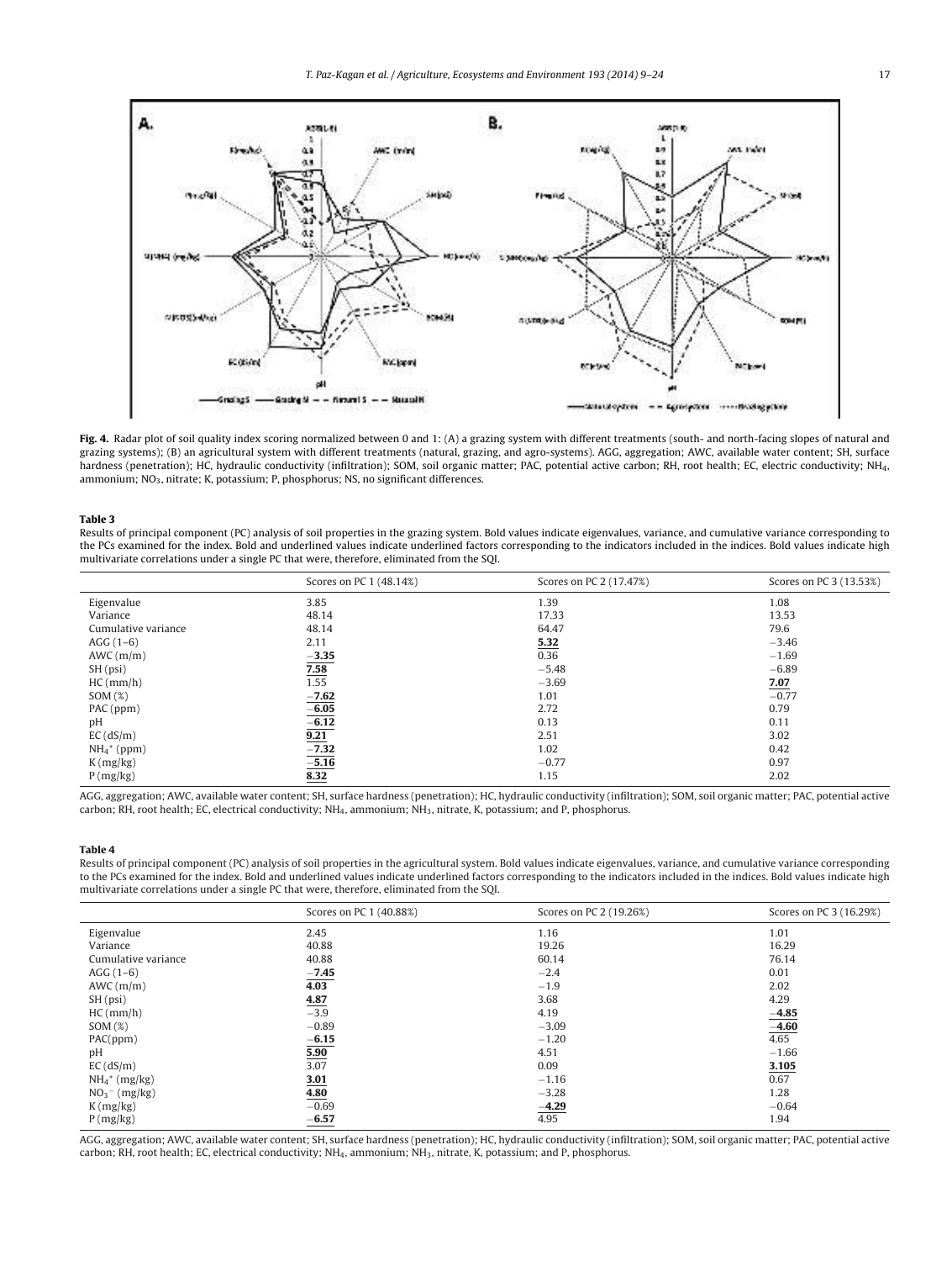**Fig. 4.** Radar plot of soil quality index scoring normalized between 0 and 1: (A) a grazing system with different treatments (south- and north-facing slopes of natural and grazing systems); (B) an agricultural system with different treatments (natural, grazing, and agro-systems). AGG, aggregation; AWC, available water content; SH, surface hardness (penetration); HC, hydraulic conductivity (infiltration); SOM, soil organic matter; PAC, potential active carbon; RH, root health; EC, electric conductivity; $NH_4$, ammonium; $NO_3$, nitrate; K, potassium; P, phosphorus; NS, no significant differences.

**Table 3**

Results of principal component (PC) analysis of soil properties in the grazing system. Bold values indicate eigenvalues, variance, and cumulative variance corresponding to the PCs examined for the index. Bold and underlined values indicate underlined factors corresponding to the indicators included in the indices. Bold values indicate high multivariate correlations under a single PC that were, therefore, eliminated from the SQI.

| | Scores on PC 1 (48.14%) | Scores on PC 2 (17.47%) | Scores on PC 3 (13.53%) |
|---|---|---|---|
| Eigenvalue | 3.85 | 1.39 | 1.08 |
| Variance | 48.14 | 17.33 | 13.53 |
| Cumulative variance | 48.14 | 64.47 | 79.6 |
| AGG (1–6) | 2.11 | **5.32** | −3.46 |
| AWC (m/m) | **−3.35** | 0.36 | −1.69 |
| SH (psi) | **7.58** | −5.48 | −6.89 |
| HC (mm/h) | 1.55 | −3.69 | **7.07** |
| SOM (%) | **−7.62** | 1.01 | −0.77 |
| PAC (ppm) | **−6.05** | 2.72 | 0.79 |
| pH | **−6.12** | 0.13 | 0.11 |
| EC (dS/m) | **9.21** | 2.51 | 3.02 |
| $NH_4^+$ (ppm) | **−7.32** | 1.02 | 0.42 |
| K (mg/kg) | **−5.16** | −0.77 | 0.97 |
| P (mg/kg) | **8.32** | 1.15 | 2.02 |

AGG, aggregation; AWC, available water content; SH, surface hardness (penetration); HC, hydraulic conductivity (infiltration); SOM, soil organic matter; PAC, potential active carbon; RH, root health; EC, electrical conductivity; $NH_4$, ammonium; $NH_3$, nitrate, K, potassium; and P, phosphorus.

**Table 4**

Results of principal component (PC) analysis of soil properties in the agricultural system. Bold values indicate eigenvalues, variance, and cumulative variance corresponding to the PCs examined for the index. Bold and underlined values indicate underlined factors corresponding to the indicators included in the indices. Bold values indicate high multivariate correlations under a single PC that were, therefore, eliminated from the SQI.

| | Scores on PC 1 (40.88%) | Scores on PC 2 (19.26%) | Scores on PC 3 (16.29%) |
|---|---|---|---|
| Eigenvalue | 2.45 | 1.16 | 1.01 |
| Variance | 40.88 | 19.26 | 16.29 |
| Cumulative variance | 40.88 | 60.14 | 76.14 |
| AGG (1–6) | **−7.45** | −2.4 | 0.01 |
| AWC (m/m) | **4.03** | −1.9 | 2.02 |
| SH (psi) | **4.87** | 3.68 | 4.29 |
| HC (mm/h) | −3.9 | 4.19 | **−4.85** |
| SOM (%) | −0.89 | −3.09 | **−4.60** |
| PAC(ppm) | **−6.15** | −1.20 | 4.65 |
| pH | **5.90** | 4.51 | −1.66 |
| EC (dS/m) | 3.07 | 0.09 | **3.105** |
| $NH_4^+$ (mg/kg) | **3.01** | −1.16 | 0.67 |
| $NO_3^-$ (mg/kg) | **4.80** | −3.28 | 1.28 |
| K (mg/kg) | −0.69 | **−4.29** | −0.64 |
| P (mg/kg) | **−6.57** | 4.95 | 1.94 |

AGG, aggregation; AWC, available water content; SH, surface hardness (penetration); HC, hydraulic conductivity (infiltration); SOM, soil organic matter; PAC, potential active carbon; RH, root health; EC, electrical conductivity; $NH_4$, ammonium; $NH_3$, nitrate, K, potassium; and P, phosphorus.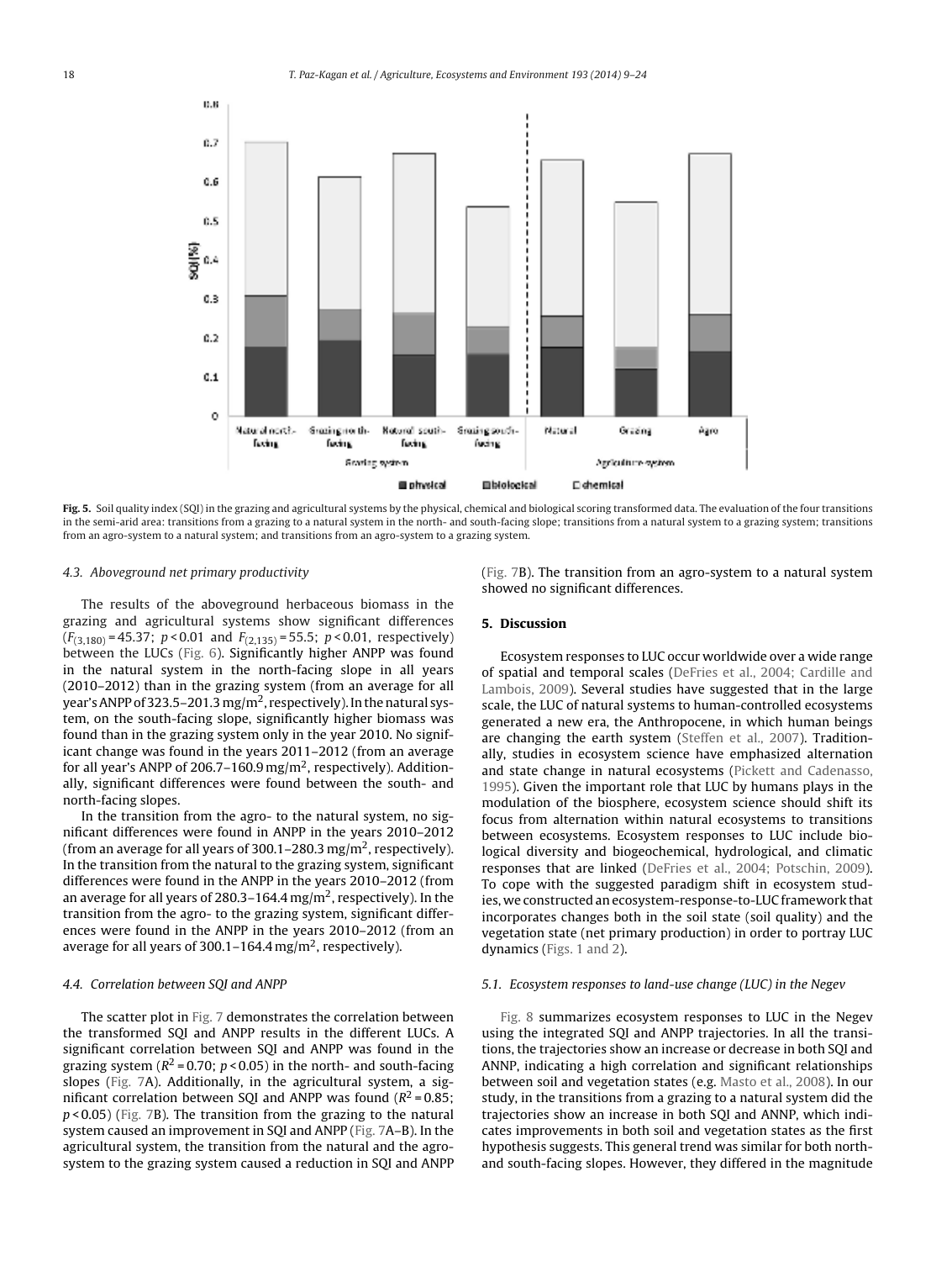**Fig. 5.** Soil quality index (SQI) in the grazing and agricultural systems by the physical, chemical and biological scoring transformed data. The evaluation of the four transitions in the semi-arid area: transitions from a grazing to a natural system in the north- and south-facing slope; transitions from a natural system to a grazing system; transitions from an agro-system to a natural system; and transitions from an agro-system to a grazing system.

### 4.3. Aboveground net primary productivity

The results of the aboveground herbaceous biomass in the grazing and agricultural systems show significant differences ($F_{(3,180)} = 45.37$; $p < 0.01$ and $F_{(2,135)} = 55.5$; $p < 0.01$, respectively) between the LUCs (Fig. 6). Significantly higher ANPP was found in the natural system in the north-facing slope in all years (2010–2012) than in the grazing system (from an average for all year's ANPP of 323.5–201.3 mg/m$^2$, respectively). In the natural system, on the south-facing slope, significantly higher biomass was found than in the grazing system only in the year 2010. No significant change was found in the years 2011–2012 (from an average for all year's ANPP of 206.7–160.9 mg/m$^2$, respectively). Additionally, significant differences were found between the south- and north-facing slopes.

In the transition from the agro- to the natural system, no significant differences were found in ANPP in the years 2010–2012 (from an average for all years of 300.1–280.3 mg/m$^2$, respectively). In the transition from the natural to the grazing system, significant differences were found in the ANPP in the years 2010–2012 (from an average for all years of 280.3–164.4 mg/m$^2$, respectively). In the transition from the agro- to the grazing system, significant differences were found in the ANPP in the years 2010–2012 (from an average for all years of 300.1–164.4 mg/m$^2$, respectively).

### 4.4. Correlation between SQI and ANPP

The scatter plot in Fig. 7 demonstrates the correlation between the transformed SQI and ANPP results in the different LUCs. A significant correlation between SQI and ANPP was found in the grazing system ($R^2 = 0.70$; $p < 0.05$) in the north- and south-facing slopes (Fig. 7A). Additionally, in the agricultural system, a significant correlation between SQI and ANPP was found ($R^2 = 0.85$; $p < 0.05$) (Fig. 7B). The transition from the grazing to the natural system caused an improvement in SQI and ANPP (Fig. 7A–B). In the agricultural system, the transition from the natural and the agro-system to the grazing system caused a reduction in SQI and ANPP (Fig. 7B). The transition from an agro-system to a natural system showed no significant differences.

## 5. Discussion

Ecosystem responses to LUC occur worldwide over a wide range of spatial and temporal scales (DeFries et al., 2004; Cardille and Lambois, 2009). Several studies have suggested that in the large scale, the LUC of natural systems to human-controlled ecosystems generated a new era, the Anthropocene, in which human beings are changing the earth system (Steffen et al., 2007). Traditionally, studies in ecosystem science have emphasized alternation and state change in natural ecosystems (Pickett and Cadenasso, 1995). Given the important role that LUC by humans plays in the modulation of the biosphere, ecosystem science should shift its focus from alternation within natural ecosystems to transitions between ecosystems. Ecosystem responses to LUC include biological diversity and biogeochemical, hydrological, and climatic responses that are linked (DeFries et al., 2004; Potschin, 2009). To cope with the suggested paradigm shift in ecosystem studies, we constructed an ecosystem-response-to-LUC framework that incorporates changes both in the soil state (soil quality) and the vegetation state (net primary production) in order to portray LUC dynamics (Figs. 1 and 2).

### 5.1. Ecosystem responses to land-use change (LUC) in the Negev

Fig. 8 summarizes ecosystem responses to LUC in the Negev using the integrated SQI and ANPP trajectories. In all the transitions, the trajectories show an increase or decrease in both SQI and ANNP, indicating a high correlation and significant relationships between soil and vegetation states (e.g. Masto et al., 2008). In our study, in the transitions from a grazing to a natural system did the trajectories show an increase in both SQI and ANNP, which indicates improvements in both soil and vegetation states as the first hypothesis suggests. This general trend was similar for both north- and south-facing slopes. However, they differed in the magnitude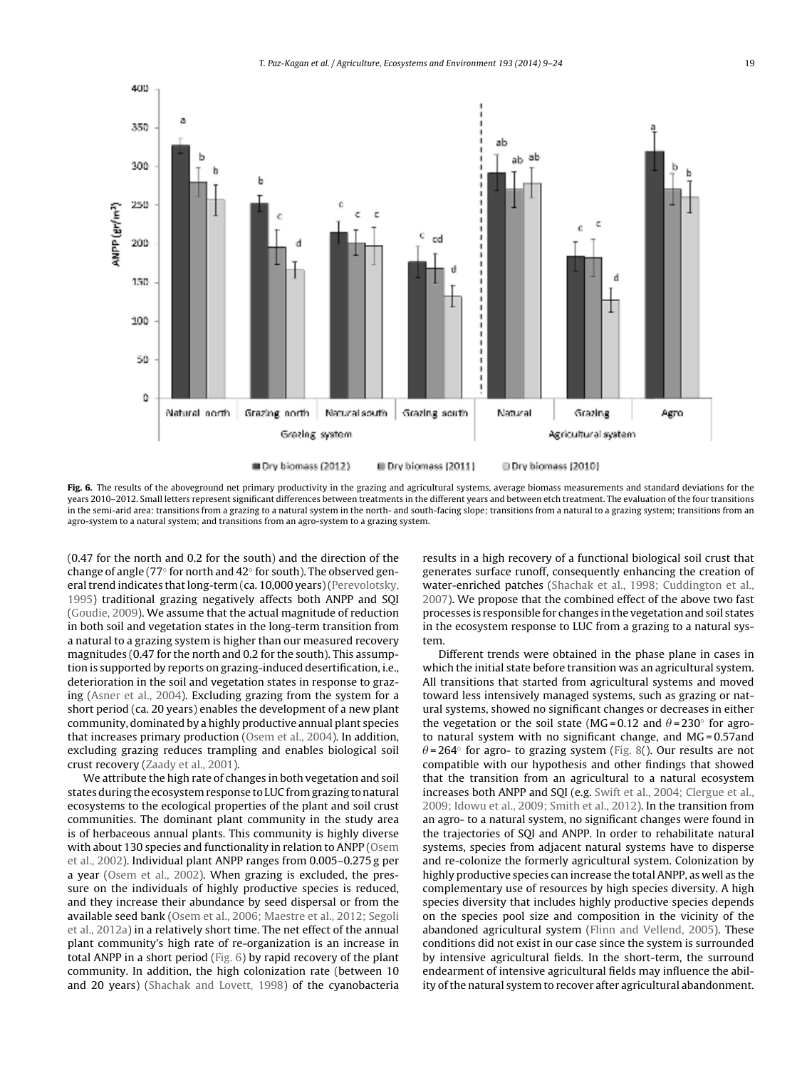**Fig. 6.** The results of the aboveground net primary productivity in the grazing and agricultural systems, average biomass measurements and standard deviations for the years 2010–2012. Small letters represent significant differences between treatments in the different years and between etch treatment. The evaluation of the four transitions in the semi-arid area: transitions from a grazing to a natural system in the north- and south-facing slope; transitions from a natural to a grazing system; transitions from an agro-system to a natural system; and transitions from an agro-system to a grazing system.

(0.47 for the north and 0.2 for the south) and the direction of the change of angle (77° for north and 42° for south). The observed general trend indicates that long-term (ca. 10,000 years) (Perevolotsky, 1995) traditional grazing negatively affects both ANPP and SQI (Goudie, 2009). We assume that the actual magnitude of reduction in both soil and vegetation states in the long-term transition from a natural to a grazing system is higher than our measured recovery magnitudes (0.47 for the north and 0.2 for the south). This assumption is supported by reports on grazing-induced desertification, i.e., deterioration in the soil and vegetation states in response to grazing (Asner et al., 2004). Excluding grazing from the system for a short period (ca. 20 years) enables the development of a new plant community, dominated by a highly productive annual plant species that increases primary production (Osem et al., 2004). In addition, excluding grazing reduces trampling and enables biological soil crust recovery (Zaady et al., 2001).

We attribute the high rate of changes in both vegetation and soil states during the ecosystem response to LUC from grazing to natural ecosystems to the ecological properties of the plant and soil crust communities. The dominant plant community in the study area is of herbaceous annual plants. This community is highly diverse with about 130 species and functionality in relation to ANPP (Osem et al., 2002). Individual plant ANPP ranges from 0.005–0.275 g per a year (Osem et al., 2002). When grazing is excluded, the pressure on the individuals of highly productive species is reduced, and they increase their abundance by seed dispersal or from the available seed bank (Osem et al., 2006; Maestre et al., 2012; Segoli et al., 2012a) in a relatively short time. The net effect of the annual plant community's high rate of re-organization is an increase in total ANPP in a short period (Fig. 6) by rapid recovery of the plant community. In addition, the high colonization rate (between 10 and 20 years) (Shachak and Lovett, 1998) of the cyanobacteria results in a high recovery of a functional biological soil crust that generates surface runoff, consequently enhancing the creation of water-enriched patches (Shachak et al., 1998; Cuddington et al., 2007). We propose that the combined effect of the above two fast processes is responsible for changes in the vegetation and soil states in the ecosystem response to LUC from a grazing to a natural system.

Different trends were obtained in the phase plane in cases in which the initial state before transition was an agricultural system. All transitions that started from agricultural systems and moved toward less intensively managed systems, such as grazing or natural systems, showed no significant changes or decreases in either the vegetation or the soil state (MG = 0.12 and $\theta = 230°$ for agro- to natural system with no significant change, and MG = 0.57and $\theta = 264°$ for agro- to grazing system (Fig. 8(). Our results are not compatible with our hypothesis and other findings that showed that the transition from an agricultural to a natural ecosystem increases both ANPP and SQI (e.g. Swift et al., 2004; Clergue et al., 2009; Idowu et al., 2009; Smith et al., 2012). In the transition from an agro- to a natural system, no significant changes were found in the trajectories of SQI and ANPP. In order to rehabilitate natural systems, species from adjacent natural systems have to disperse and re-colonize the formerly agricultural system. Colonization by highly productive species can increase the total ANPP, as well as the complementary use of resources by high species diversity. A high species diversity that includes highly productive species depends on the species pool size and composition in the vicinity of the abandoned agricultural system (Flinn and Vellend, 2005). These conditions did not exist in our case since the system is surrounded by intensive agricultural fields. In the short-term, the surround endearment of intensive agricultural fields may influence the ability of the natural system to recover after agricultural abandonment.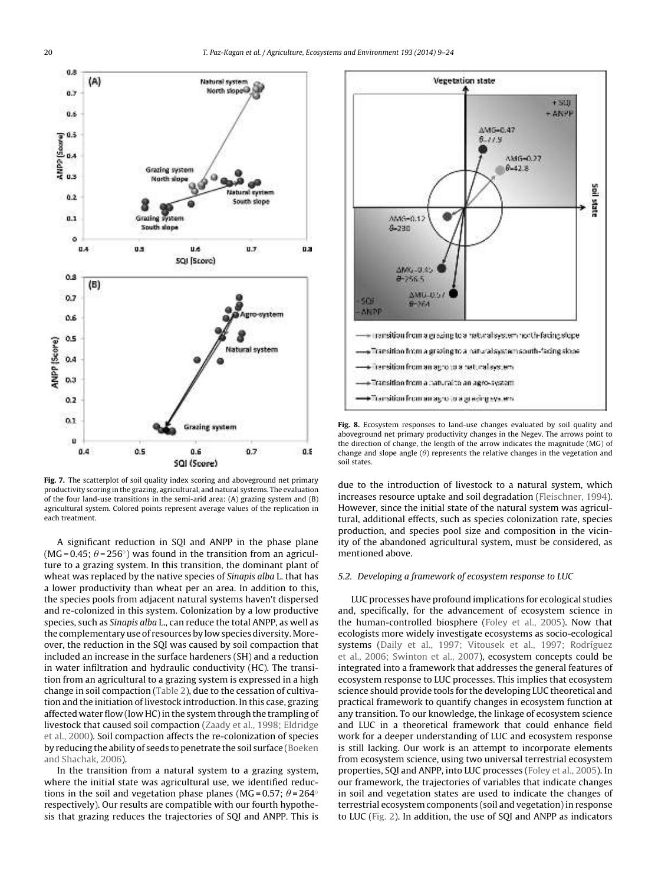**Fig. 7.** The scatterplot of soil quality index scoring and aboveground net primary productivity scoring in the grazing, agricultural, and natural systems. The evaluation of the four land-use transitions in the semi-arid area: (A) grazing system and (B) agricultural system. Colored points represent average values of the replication in each treatment.

A significant reduction in SQI and ANPP in the phase plane (MG = 0.45; $\theta$ = 256°) was found in the transition from an agriculture to a grazing system. In this transition, the dominant plant of wheat was replaced by the native species of *Sinapis alba* L. that has a lower productivity than wheat per an area. In addition to this, the species pools from adjacent natural systems haven't dispersed and re-colonized in this system. Colonization by a low productive species, such as *Sinapis alba* L., can reduce the total ANPP, as well as the complementary use of resources by low species diversity. Moreover, the reduction in the SQI was caused by soil compaction that included an increase in the surface hardeners (SH) and a reduction in water infiltration and hydraulic conductivity (HC). The transition from an agricultural to a grazing system is expressed in a high change in soil compaction (Table 2), due to the cessation of cultivation and the initiation of livestock introduction. In this case, grazing affected water flow (low HC) in the system through the trampling of livestock that caused soil compaction (Zaady et al., 1998; Eldridge et al., 2000). Soil compaction affects the re-colonization of species by reducing the ability of seeds to penetrate the soil surface (Boeken and Shachak, 2006).

In the transition from a natural system to a grazing system, where the initial state was agricultural use, we identified reductions in the soil and vegetation phase planes (MG = 0.57; $\theta$ = 264° respectively). Our results are compatible with our fourth hypothesis that grazing reduces the trajectories of SQI and ANPP. This is due to the introduction of livestock to a natural system, which increases resource uptake and soil degradation (Fleischner, 1994). However, since the initial state of the natural system was agricultural, additional effects, such as species colonization rate, species production, and species pool size and composition in the vicinity of the abandoned agricultural system, must be considered, as mentioned above.

**Fig. 8.** Ecosystem responses to land-use changes evaluated by soil quality and aboveground net primary productivity changes in the Negev. The arrows point to the direction of change, the length of the arrow indicates the magnitude (MG) of change and slope angle ($\theta$) represents the relative changes in the vegetation and soil states.

### 5.2. Developing a framework of ecosystem response to LUC

LUC processes have profound implications for ecological studies and, specifically, for the advancement of ecosystem science in the human-controlled biosphere (Foley et al., 2005). Now that ecologists more widely investigate ecosystems as socio-ecological systems (Daily et al., 1997; Vitousek et al., 1997; Rodríguez et al., 2006; Swinton et al., 2007), ecosystem concepts could be integrated into a framework that addresses the general features of ecosystem response to LUC processes. This implies that ecosystem science should provide tools for the developing LUC theoretical and practical framework to quantify changes in ecosystem function at any transition. To our knowledge, the linkage of ecosystem science and LUC in a theoretical framework that could enhance field work for a deeper understanding of LUC and ecosystem response is still lacking. Our work is an attempt to incorporate elements from ecosystem science, using two universal terrestrial ecosystem properties, SQI and ANPP, into LUC processes (Foley et al., 2005). In our framework, the trajectories of variables that indicate changes in soil and vegetation states are used to indicate the changes of terrestrial ecosystem components (soil and vegetation) in response to LUC (Fig. 2). In addition, the use of SQI and ANPP as indicators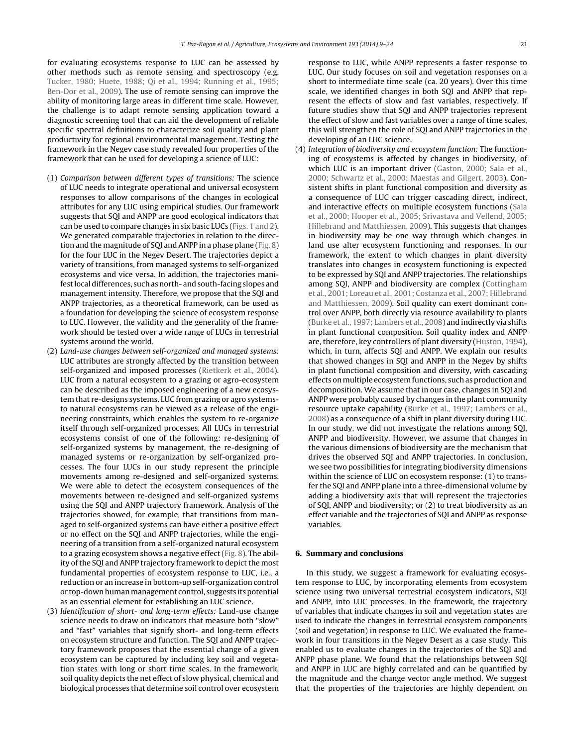for evaluating ecosystems response to LUC can be assessed by other methods such as remote sensing and spectroscopy (e.g. Tucker, 1980; Huete, 1988; Qi et al., 1994; Running et al., 1995; Ben-Dor et al., 2009). The use of remote sensing can improve the ability of monitoring large areas in different time scale. However, the challenge is to adapt remote sensing application toward a diagnostic screening tool that can aid the development of reliable specific spectral definitions to characterize soil quality and plant productivity for regional environmental management. Testing the framework in the Negev case study revealed four properties of the framework that can be used for developing a science of LUC:

(1) *Comparison between different types of transitions:* The science of LUC needs to integrate operational and universal ecosystem responses to allow comparisons of the changes in ecological attributes for any LUC using empirical studies. Our framework suggests that SQI and ANPP are good ecological indicators that can be used to compare changes in six basic LUCs (Figs. 1 and 2). We generated comparable trajectories in relation to the direction and the magnitude of SQI and ANPP in a phase plane (Fig. 8) for the four LUC in the Negev Desert. The trajectories depict a variety of transitions, from managed systems to self-organized ecosystems and vice versa. In addition, the trajectories manifest local differences, such as north- and south-facing slopes and management intensity. Therefore, we propose that the SQI and ANPP trajectories, as a theoretical framework, can be used as a foundation for developing the science of ecosystem response to LUC. However, the validity and the generality of the framework should be tested over a wide range of LUCs in terrestrial systems around the world.
(2) *Land-use changes between self-organized and managed systems:* LUC attributes are strongly affected by the transition between self-organized and imposed processes (Rietkerk et al., 2004). LUC from a natural ecosystem to a grazing or agro-ecosystem can be described as the imposed engineering of a new ecosystem that re-designs systems. LUC from grazing or agro systems-to natural ecosystems can be viewed as a release of the engineering constraints, which enables the system to re-organize itself through self-organized processes. All LUCs in terrestrial ecosystems consist of one of the following: re-designing of self-organized systems by management, the re-designing of managed systems or re-organization by self-organized processes. The four LUCs in our study represent the principle movements among re-designed and self-organized systems. We were able to detect the ecosystem consequences of the movements between re-designed and self-organized systems using the SQI and ANPP trajectory framework. Analysis of the trajectories showed, for example, that transitions from managed to self-organized systems can have either a positive effect or no effect on the SQI and ANPP trajectories, while the engineering of a transition from a self-organized natural ecosystem to a grazing ecosystem shows a negative effect (Fig. 8). The ability of the SQI and ANPP trajectory framework to depict the most fundamental properties of ecosystem response to LUC, i.e., a reduction or an increase in bottom-up self-organization control or top-down human management control, suggests its potential as an essential element for establishing an LUC science.
(3) *Identification of short- and long-term effects:* Land-use change science needs to draw on indicators that measure both "slow" and "fast" variables that signify short- and long-term effects on ecosystem structure and function. The SQI and ANPP trajectory framework proposes that the essential change of a given ecosystem can be captured by including key soil and vegetation states with long or short time scales. In the framework, soil quality depicts the net effect of slow physical, chemical and biological processes that determine soil control over ecosystem response to LUC, while ANPP represents a faster response to LUC. Our study focuses on soil and vegetation responses on a short to intermediate time scale (ca. 20 years). Over this time scale, we identified changes in both SQI and ANPP that represent the effects of slow and fast variables, respectively. If future studies show that SQI and ANPP trajectories represent the effect of slow and fast variables over a range of time scales, this will strengthen the role of SQI and ANPP trajectories in the developing of an LUC science.
(4) *Integration of biodiversity and ecosystem function:* The functioning of ecosystems is affected by changes in biodiversity, of which LUC is an important driver (Gaston, 2000; Sala et al., 2000; Schwartz et al., 2000; Maestas and Gilgert, 2003). Consistent shifts in plant functional composition and diversity as a consequence of LUC can trigger cascading direct, indirect, and interactive effects on multiple ecosystem functions (Sala et al., 2000; Hooper et al., 2005; Srivastava and Vellend, 2005; Hillebrand and Matthiessen, 2009). This suggests that changes in biodiversity may be one way through which changes in land use alter ecosystem functioning and responses. In our framework, the extent to which changes in plant diversity translates into changes in ecosystem functioning is expected to be expressed by SQI and ANPP trajectories. The relationships among SQI, ANPP and biodiversity are complex (Cottingham et al., 2001; Loreau et al., 2001; Costanza et al., 2007; Hillebrand and Matthiessen, 2009). Soil quality can exert dominant control over ANPP, both directly via resource availability to plants (Burke et al., 1997; Lambers et al., 2008) and indirectly via shifts in plant functional composition. Soil quality index and ANPP are, therefore, key controllers of plant diversity (Huston, 1994), which, in turn, affects SQI and ANPP. We explain our results that showed changes in SQI and ANPP in the Negev by shifts in plant functional composition and diversity, with cascading effects on multiple ecosystem functions, such as production and decomposition. We assume that in our case, changes in SQI and ANPP were probably caused by changes in the plant community resource uptake capability (Burke et al., 1997; Lambers et al., 2008) as a consequence of a shift in plant diversity during LUC. In our study, we did not investigate the relations among SQI, ANPP and biodiversity. However, we assume that changes in the various dimensions of biodiversity are the mechanism that drives the observed SQI and ANPP trajectories. In conclusion, we see two possibilities for integrating biodiversity dimensions within the science of LUC on ecosystem response: (1) to transfer the SQI and ANPP plane into a three-dimensional volume by adding a biodiversity axis that will represent the trajectories of SQI, ANPP and biodiversity; or (2) to treat biodiversity as an effect variable and the trajectories of SQI and ANPP as response variables.

## 6. Summary and conclusions

In this study, we suggest a framework for evaluating ecosystem response to LUC, by incorporating elements from ecosystem science using two universal terrestrial ecosystem indicators, SQI and ANPP, into LUC processes. In the framework, the trajectory of variables that indicate changes in soil and vegetation states are used to indicate the changes in terrestrial ecosystem components (soil and vegetation) in response to LUC. We evaluated the framework in four transitions in the Negev Desert as a case study. This enabled us to evaluate changes in the trajectories of the SQI and ANPP phase plane. We found that the relationships between SQI and ANPP in LUC are highly correlated and can be quantified by the magnitude and the change vector angle method. We suggest that the properties of the trajectories are highly dependent on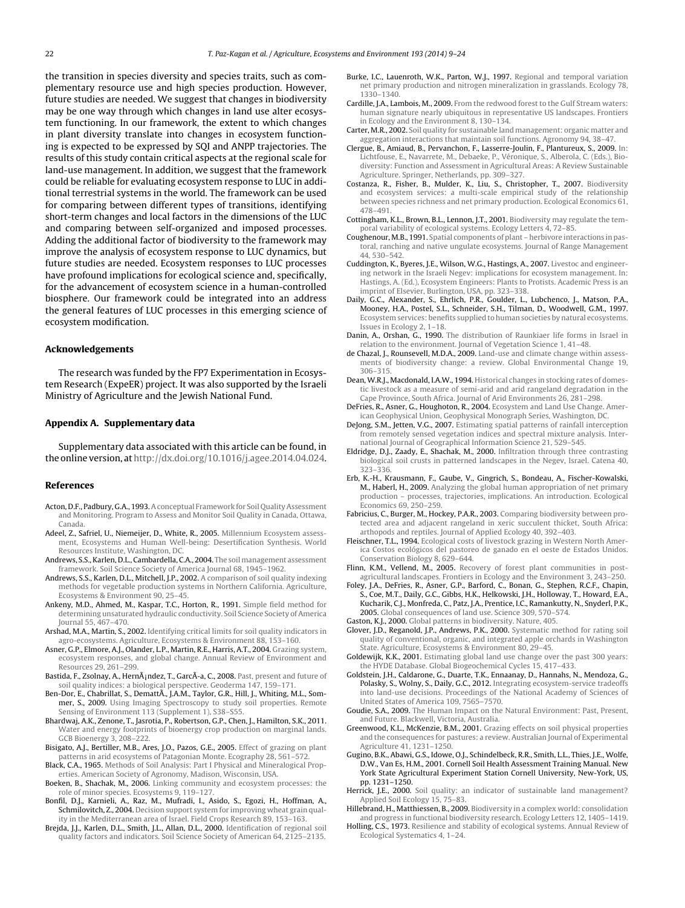the transition in species diversity and species traits, such as complementary resource use and high species production. However, future studies are needed. We suggest that changes in biodiversity may be one way through which changes in land use alter ecosystem functioning. In our framework, the extent to which changes in plant diversity translate into changes in ecosystem functioning is expected to be expressed by SQI and ANPP trajectories. The results of this study contain critical aspects at the regional scale for land-use management. In addition, we suggest that the framework could be reliable for evaluating ecosystem response to LUC in additional terrestrial systems in the world. The framework can be used for comparing between different types of transitions, identifying short-term changes and local factors in the dimensions of the LUC and comparing between self-organized and imposed processes. Adding the additional factor of biodiversity to the framework may improve the analysis of ecosystem response to LUC dynamics, but future studies are needed. Ecosystem responses to LUC processes have profound implications for ecological science and, specifically, for the advancement of ecosystem science in a human-controlled biosphere. Our framework could be integrated into an address the general features of LUC processes in this emerging science of ecosystem modification.

## Acknowledgements

The research was funded by the FP7 Experimentation in Ecosystem Research (ExpeER) project. It was also supported by the Israeli Ministry of Agriculture and the Jewish National Fund.

## Appendix A. Supplementary data

Supplementary data associated with this article can be found, in the online version, at http://dx.doi.org/10.1016/j.agee.2014.04.024.

## References

Acton, D.F., Padbury, G.A., 1993. A conceptual Framework for Soil Quality Assessment and Monitoring. Program to Assess and Monitor Soil Quality in Canada, Ottawa, Canada.

Adeel, Z., Safriel, U., Niemeijer, D., White, R., 2005. Millennium Ecosystem assessment, Ecosystems and Human Well-being: Desertification Synthesis. World Resources Institute, Washington, DC.

Andrews, S.S., Karlen, D.L., Cambardella, C.A., 2004. The soil management assessment framework. Soil Science Society of America Journal 68, 1945–1962.

Andrews, S.S., Karlen, D.L., Mitchell, J.P., 2002. A comparison of soil quality indexing methods for vegetable production systems in Northern California. Agriculture, Ecosystems & Environment 90, 25–45.

Ankeny, M.D., Ahmed, M., Kaspar, T.C., Horton, R., 1991. Simple field method for determining unsaturated hydraulic conductivity. Soil Science Society of America Journal 55, 467–470.

Arshad, M.A., Martin, S., 2002. Identifying critical limits for soil quality indicators in agro-ecosystems. Agriculture, Ecosystems & Environment 88, 153–160.

Asner, G.P., Elmore, A.J., Olander, L.P., Martin, R.E., Harris, A.T., 2004. Grazing system, ecosystem responses, and global change. Annual Review of Environment and Resources 29, 261–299.

Bastida, F., Zsolnay, A., HernÃ¡ndez, T., GarcÃ-a, C., 2008. Past, present and future of soil quality indices: a biological perspective. Geoderma 147, 159–171.

Ben-Dor, E., Chabrillat, S., DemattÃ., J.A.M., Taylor, G.R., Hill, J., Whiting, M.L., Sommer, S., 2009. Using Imaging Spectroscopy to study soil properties. Remote Sensing of Environment 113 (Supplement 1), S38–S55.

Bhardwaj, A.K., Zenone, T., Jasrotia, P., Robertson, G.P., Chen, J., Hamilton, S.K., 2011. Water and energy footprints of bioenergy crop production on marginal lands. GCB Bioenergy 3, 208–222.

Bisigato, A.J., Bertiller, M.B., Ares, J.O., Pazos, G.E., 2005. Effect of grazing on plant patterns in arid ecosystems of Patagonian Monte. Ecography 28, 561–572.

Black, C.A., 1965. Methods of Soil Analysis: Part I Physical and Mineralogical Properties. American Society of Agronomy, Madison, Wisconsin, USA.

Boeken, B., Shachak, M., 2006. Linking community and ecosystem processes: the role of minor species. Ecosystems 9, 119–127.

Bonfil, D.J., Karnieli, A., Raz, M., Mufradi, I., Asido, S., Egozi, H., Hoffman, A., Schmilovitch, Z., 2004. Decision support system for improving wheat grain quality in the Mediterranean area of Israel. Field Crops Research 89, 153–163.

Brejda, J.J., Karlen, D.L., Smith, J.L., Allan, D.L., 2000. Identification of regional soil quality factors and indicators. Soil Science Society of American 64, 2125–2135.

Burke, I.C., Lauenroth, W.K., Parton, W.J., 1997. Regional and temporal variation net primary production and nitrogen mineralization in grasslands. Ecology 78, 1330–1340.

Cardille, J.A., Lambois, M., 2009. From the redwood forest to the Gulf Stream waters: human signature nearly ubiquitous in representative US landscapes. Frontiers in Ecology and the Environment 8, 130–134.

Carter, M.R., 2002. Soil quality for sustainable land management: organic matter and aggregation interactions that maintain soil functions. Agronomy 94, 38–47.

Clergue, B., Amiaud, B., Pervanchon, F., Lasserre-Joulin, F., Plantureux, S., 2009. In: Lichtfouse, E., Navarrete, M., Debaeke, P., Véronique, S., Alberola, C. (Eds.), Biodiversity: Function and Assessment in Agricultural Areas: A Review Sustainable Agriculture. Springer, Netherlands, pp. 309–327.

Costanza, R., Fisher, B., Mulder, K., Liu, S., Christopher, T., 2007. Biodiversity and ecosystem services: a multi-scale empirical study of the relationship between species richness and net primary production. Ecological Economics 61, 478–491.

Cottingham, K.L., Brown, B.L., Lennon, J.T., 2001. Biodiversity may regulate the temporal variability of ecological systems. Ecology Letters 4, 72–85.

Coughenour, M.B., 1991. Spatial components of plant – herbivore interactions in pastoral, ranching and native ungulate ecosystems. Journal of Range Management 44, 530–542.

Cuddington, K., Byeres, J.E., Wilson, W.G., Hastings, A., 2007. Livestoc and engineering network in the Israeli Negev: implications for ecosystem management. In: Hastings, A. (Ed.), Ecosystem Engineers: Plants to Protists. Academic Press is an imprint of Elsevier, Burlington, USA, pp. 323–338.

Daily, G.C., Alexander, S., Ehrlich, P.R., Goulder, L., Lubchenco, J., Matson, P.A., Mooney, H.A., Postel, S.L., Schneider, S.H., Tilman, D., Woodwell, G.M., 1997. Ecosystem services: benefits supplied to human societies by natural ecosystems. Issues in Ecology 2, 1–18.

Danin, A., Orshan, G., 1990. The distribution of Raunkiaer life forms in Israel in relation to the environment. Journal of Vegetation Science 1, 41–48.

de Chazal, J., Rounsevell, M.D.A., 2009. Land-use and climate change within assessments of biodiversity change: a review. Global Environmental Change 19, 306–315.

Dean, W.R.J., Macdonald, I.A.W., 1994. Historical changes in stocking rates of domestic livestock as a measure of semi-arid and arid rangeland degradation in the Cape Province, South Africa. Journal of Arid Environments 26, 281–298.

DeFries, R., Asner, G., Houghoton, R., 2004. Ecosystem and Land Use Change. American Geophysical Union, Geophysical Monograph Series, Washington, DC.

DeJong, S.M., Jetten, V.G., 2007. Estimating spatial patterns of rainfall interception from remotely sensed vegetation indices and spectral mixture analysis. International Journal of Geographical Information Science 21, 529–545.

Eldridge, D.J., Zaady, E., Shachak, M., 2000. Infiltration through three contrasting biological soil crusts in patterned landscapes in the Negev, Israel. Catena 40, 323–336.

Erb, K.-H., Krausmann, F., Gaube, V., Gingrich, S., Bondeau, A., Fischer-Kowalski, M., Haberl, H., 2009. Analyzing the global human appropriation of net primary production – processes, trajectories, implications. An introduction. Ecological Economics 69, 250–259.

Fabricius, C., Burger, M., Hockey, P.A.R., 2003. Comparing biodiversity between protected area and adjacent rangeland in xeric succulent thicket, South Africa: arthopods and reptiles. Journal of Applied Ecology 40, 392–403.

Fleischner, T.L., 1994. Ecological costs of livestock grazing in Western North America Costos ecológicos del pastoreo de ganado en el oeste de Estados Unidos. Conservation Biology 8, 629–644.

Flinn, K.M., Vellend, M., 2005. Recovery of forest plant communities in post-agricultural landscapes. Frontiers in Ecology and the Environment 3, 243–250.

Foley, J.A., DeFries, R., Asner, G.P., Barford, C., Bonan, G., Stephen, R.C.F., Chapin, S., Coe, M.T., Daily, G.C., Gibbs, H.K., Helkowski, J.H., Holloway, T., Howard, E.A., Kucharik, C.J., Monfreda, C., Patz, J.A., Prentice, I.C., Ramankutty, N., Snyderl, P.K., 2005. Global consequences of land use. Science 309, 570–574.

Gaston, K.J., 2000. Global patterns in biodiversity. Nature, 405.

Glover, J.D., Reganold, J.P., Andrews, P.K., 2000. Systematic method for rating soil quality of conventional, organic, and integrated apple orchards in Washington State. Agriculture, Ecosystems & Environment 80, 29–45.

Goldewijk, K.K., 2001. Estimating global land use change over the past 300 years: the HYDE Database. Global Biogeochemical Cycles 15, 417–433.

Goldstein, J.H., Caldarone, G., Duarte, T.K., Ennaanay, D., Hannahs, N., Mendoza, G., Polasky, S., Wolny, S., Daily, G.C., 2012. Integrating ecosystem-service tradeoffs into land-use decisions. Proceedings of the National Academy of Sciences of United States of America 109, 7565–7570.

Goudie, S.A., 2009. The Human Impact on the Natural Environment: Past, Present, and Future. Blackwell, Victoria, Australia.

Greenwood, K.L., McKenzie, B.M., 2001. Grazing effects on soil physical properties and the consequences for pastures: a review. Australian Journal of Experimental Agriculture 41, 1231–1250.

Gugino, B.K., Abawi, G.S., Idowe, O.J., Schindelbeck, R.R., Smith, L.L., Thies, J.E., Wolfe, D.W., Van Es, H.M., 2001. Cornell Soil Health Assessment Training Manual. New York State Agricultural Experiment Station Cornell University, New-York, US, pp. 1231–1250.

Herrick, J.E., 2000. Soil quality: an indicator of sustainable land management? Applied Soil Ecology 15, 75–83.

Hillebrand, H., Matthiessen, B., 2009. Biodiversity in a complex world: consolidation and progress in functional biodiversity research. Ecology Letters 12, 1405–1419.

Holling, C.S., 1973. Resilience and stability of ecological systems. Annual Review of Ecological Systematics 4, 1–24.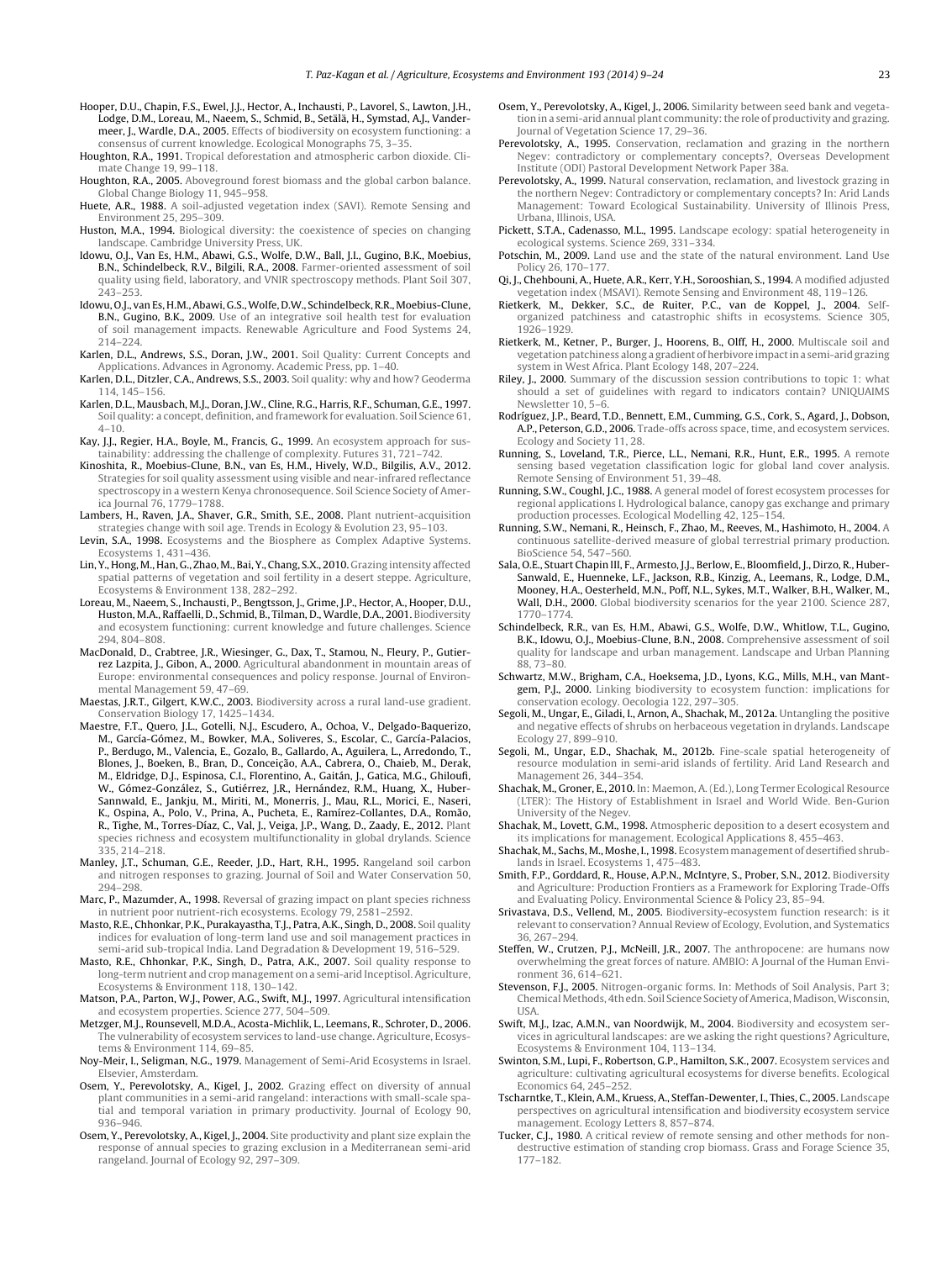Hooper, D.U., Chapin, F.S., Ewel, J.J., Hector, A., Inchausti, P., Lavorel, S., Lawton, J.H., Lodge, D.M., Loreau, M., Naeem, S., Schmid, B., Setälä, H., Symstad, A.J., Vandermeer, J., Wardle, D.A., 2005. Effects of biodiversity on ecosystem functioning: a consensus of current knowledge. Ecological Monographs 75, 3–35.

Houghton, R.A., 1991. Tropical deforestation and atmospheric carbon dioxide. Climate Change 19, 99–118.

Houghton, R.A., 2005. Aboveground forest biomass and the global carbon balance. Global Change Biology 11, 945–958.

Huete, A.R., 1988. A soil-adjusted vegetation index (SAVI). Remote Sensing and Environment 25, 295–309.

Huston, M.A., 1994. Biological diversity: the coexistence of species on changing landscape. Cambridge University Press, UK.

Idowu, O.J., Van Es, H.M., Abawi, G.S., Wolfe, D.W., Ball, J.I., Gugino, B.K., Moebius, B.N., Schindelbeck, R.V., Bilgili, R.A., 2008. Farmer-oriented assessment of soil quality using field, laboratory, and VNIR spectroscopy methods. Plant Soil 307, 243–253.

Idowu, O.J., van Es, H.M., Abawi, G.S., Wolfe, D.W., Schindelbeck, R.R., Moebius-Clune, B.N., Gugino, B.K., 2009. Use of an integrative soil health test for evaluation of soil management impacts. Renewable Agriculture and Food Systems 24, 214–224.

Karlen, D.L., Andrews, S.S., Doran, J.W., 2001. Soil Quality: Current Concepts and Applications. Advances in Agronomy. Academic Press, pp. 1–40.

Karlen, D.L., Ditzler, C.A., Andrews, S.S., 2003. Soil quality: why and how? Geoderma 114, 145–156.

Karlen, D.L., Mausbach, M.J., Doran, J.W., Cline, R.G., Harris, R.F., Schuman, G.E., 1997. Soil quality: a concept, definition, and framework for evaluation. Soil Science 61, 4–10.

Kay, J.J., Regier, H.A., Boyle, M., Francis, G., 1999. An ecosystem approach for sustainability: addressing the challenge of complexity. Futures 31, 721–742.

Kinoshita, R., Moebius-Clune, B.N., van Es, H.M., Hively, W.D., Bilgilis, A.V., 2012. Strategies for soil quality assessment using visible and near-infrared reflectance spectroscopy in a western Kenya chronosequence. Soil Science Society of America Journal 76, 1779–1788.

Lambers, H., Raven, J.A., Shaver, G.R., Smith, S.E., 2008. Plant nutrient-acquisition strategies change with soil age. Trends in Ecology & Evolution 23, 95–103.

Levin, S.A., 1998. Ecosystems and the Biosphere as Complex Adaptive Systems. Ecosystems 1, 431–436.

Lin, Y., Hong, M., Han, G., Zhao, M., Bai, Y., Chang, S.X., 2010. Grazing intensity affected spatial patterns of vegetation and soil fertility in a desert steppe. Agriculture, Ecosystems & Environment 138, 282–292.

Loreau, M., Naeem, S., Inchausti, P., Bengtsson, J., Grime, J.P., Hector, A., Hooper, D.U., Huston, M.A., Raffaelli, D., Schmid, B., Tilman, D., Wardle, D.A., 2001. Biodiversity and ecosystem functioning: current knowledge and future challenges. Science 294, 804–808.

MacDonald, D., Crabtree, J.R., Wiesinger, G., Dax, T., Stamou, N., Fleury, P., Gutierrez Lazpita, J., Gibon, A., 2000. Agricultural abandonment in mountain areas of Europe: environmental consequences and policy response. Journal of Environmental Management 59, 47–69.

Maestas, J.R.T., Gilgert, K.W.C., 2003. Biodiversity across a rural land-use gradient. Conservation Biology 17, 1425–1434.

Maestre, F.T., Quero, J.L., Gotelli, N.J., Escudero, A., Ochoa, V., Delgado-Baquerizo, M., García-Gómez, M., Bowker, M.A., Soliveres, S., Escolar, C., García-Palacios, P., Berdugo, M., Valencia, E., Gozalo, B., Gallardo, A., Aguilera, L., Arredondo, T., Blones, J., Boeken, B., Bran, D., Conceição, A.A., Cabrera, O., Chaieb, M., Derak, M., Eldridge, D.J., Espinosa, C.I., Florentino, A., Gaitán, J., Gatica, M.G., Ghiloufi, W., Gómez-González, S., Gutiérrez, J.R., Hernández, R.M., Huang, X., Huber-Sannwald, E., Jankju, M., Miriti, M., Monerris, J., Mau, R.L., Morici, E., Naseri, K., Ospina, A., Polo, V., Prina, A., Pucheta, E., Ramírez-Collantes, D.A., Romão, R., Tighe, M., Torres-Díaz, C., Val, J., Veiga, J.P., Wang, D., Zaady, E., 2012. Plant species richness and ecosystem multifunctionality in global drylands. Science 335, 214–218.

Manley, J.T., Schuman, G.E., Reeder, J.D., Hart, R.H., 1995. Rangeland soil carbon and nitrogen responses to grazing. Journal of Soil and Water Conservation 50, 294–298.

Marc, P., Mazumder, A., 1998. Reversal of grazing impact on plant species richness in nutrient poor nutrient-rich ecosystems. Ecology 79, 2581–2592.

Masto, R.E., Chhonkar, P.K., Purakayastha, T.J., Patra, A.K., Singh, D., 2008. Soil quality indices for evaluation of long-term land use and soil management practices in semi-arid sub-tropical India. Land Degradation & Development 19, 516–529.

Masto, R.E., Chhonkar, P.K., Singh, D., Patra, A.K., 2007. Soil quality response to long-term nutrient and crop management on a semi-arid Inceptisol. Agriculture, Ecosystems & Environment 118, 130–142.

Matson, P.A., Parton, W.J., Power, A.G., Swift, M.J., 1997. Agricultural intensification and ecosystem properties. Science 277, 504–509.

Metzger, M.J., Rounsevell, M.D.A., Acosta-Michlik, L., Leemans, R., Schroter, D., 2006. The vulnerability of ecosystem services to land-use change. Agriculture, Ecosystems & Environment 114, 69–85.

Noy-Meir, I., Seligman, N.G., 1979. Management of Semi-Arid Ecosystems in Israel. Elsevier, Amsterdam.

Osem, Y., Perevolotsky, A., Kigel, J., 2002. Grazing effect on diversity of annual plant communities in a semi-arid rangeland: interactions with small-scale spatial and temporal variation in primary productivity. Journal of Ecology 90, 936–946.

Osem, Y., Perevolotsky, A., Kigel, J., 2004. Site productivity and plant size explain the response of annual species to grazing exclusion in a Mediterranean semi-arid rangeland. Journal of Ecology 92, 297–309.

Osem, Y., Perevolotsky, A., Kigel, J., 2006. Similarity between seed bank and vegetation in a semi-arid annual plant community: the role of productivity and grazing. Journal of Vegetation Science 17, 29–36.

Perevolotsky, A., 1995. Conservation, reclamation and grazing in the northern Negev: contradictory or complementary concepts?, Overseas Development Institute (ODI) Pastoral Development Network Paper 38a.

Perevolotsky, A., 1999. Natural conservation, reclamation, and livestock grazing in the northern Negev: Contradictory or complementary concepts? In: Arid Lands Management: Toward Ecological Sustainability. University of Illinois Press, Urbana, Illinois, USA.

Pickett, S.T.A., Cadenasso, M.L., 1995. Landscape ecology: spatial heterogeneity in ecological systems. Science 269, 331–334.

Potschin, M., 2009. Land use and the state of the natural environment. Land Use Policy 26, 170–177.

Qi, J., Chehbouni, A., Huete, A.R., Kerr, Y.H., Sorooshian, S., 1994. A modified adjusted vegetation index (MSAVI). Remote Sensing and Environment 48, 119–126.

Rietkerk, M., Dekker, S.C., de Ruiter, P.C., van de Koppel, J., 2004. Self-organized patchiness and catastrophic shifts in ecosystems. Science 305, 1926–1929.

Rietkerk, M., Ketner, P., Burger, J., Hoorens, B., Olff, H., 2000. Multiscale soil and vegetation patchiness along a gradient of herbivore impact in a semi-arid grazing system in West Africa. Plant Ecology 148, 207–224.

Riley, J., 2000. Summary of the discussion session contributions to topic 1: what should a set of guidelines with regard to indicators contain? UNIQUAIMS Newsletter 10, 5–6.

Rodríguez, J.P., Beard, T.D., Bennett, E.M., Cumming, G.S., Cork, S., Agard, J., Dobson, A.P., Peterson, G.D., 2006. Trade-offs across space, time, and ecosystem services. Ecology and Society 11, 28.

Running, S., Loveland, T.R., Pierce, L.L., Nemani, R.R., Hunt, E.R., 1995. A remote sensing based vegetation classification logic for global land cover analysis. Remote Sensing of Environment 51, 39–48.

Running, S.W., Coughl, J.C., 1988. A general model of forest ecosystem processes for regional applications I. Hydrological balance, canopy gas exchange and primary production processes. Ecological Modelling 42, 125–154.

Running, S.W., Nemani, R., Heinsch, F., Zhao, M., Reeves, M., Hashimoto, H., 2004. A continuous satellite-derived measure of global terrestrial primary production. BioScience 54, 547–560.

Sala, O.E., Stuart Chapin III, F., Armesto, J.J., Berlow, E., Bloomfield, J., Dirzo, R., Huber-Sanwald, E., Huenneke, L.F., Jackson, R.B., Kinzig, A., Leemans, R., Lodge, D.M., Mooney, H.A., Oesterheld, M.N., Poff, N.L., Sykes, M.T., Walker, B.H., Walker, M., Wall, D.H., 2000. Global biodiversity scenarios for the year 2100. Science 287, 1770–1774.

Schindelbeck, R.R., van Es, H.M., Abawi, G.S., Wolfe, D.W., Whitlow, T.L., Gugino, B.K., Idowu, O.J., Moebius-Clune, B.N., 2008. Comprehensive assessment of soil quality for landscape and urban management. Landscape and Urban Planning 88, 73–80.

Schwartz, M.W., Brigham, C.A., Hoeksema, J.D., Lyons, K.G., Mills, M.H., van Mantgem, P.J., 2000. Linking biodiversity to ecosystem function: implications for conservation ecology. Oecologia 122, 297–305.

Segoli, M., Ungar, E., Giladi, I., Arnon, A., Shachak, M., 2012a. Untangling the positive and negative effects of shrubs on herbaceous vegetation in drylands. Landscape Ecology 27, 899–910.

Segoli, M., Ungar, E.D., Shachak, M., 2012b. Fine-scale spatial heterogeneity of resource modulation in semi-arid islands of fertility. Arid Land Research and Management 26, 344–354.

Shachak, M., Groner, E., 2010. In: Maemon, A. (Ed.), Long Termer Ecological Resource (LTER): The History of Establishment in Israel and World Wide. Ben-Gurion University of the Negev.

Shachak, M., Lovett, G.M., 1998. Atmospheric deposition to a desert ecosystem and its implications for management. Ecological Applications 8, 455–463.

Shachak, M., Sachs, M., Moshe, I., 1998. Ecosystem management of desertified shrublands in Israel. Ecosystems 1, 475–483.

Smith, F.P., Gorddard, R., House, A.P.N., McIntyre, S., Prober, S.N., 2012. Biodiversity and Agriculture: Production Frontiers as a Framework for Exploring Trade-Offs and Evaluating Policy. Environmental Science & Policy 23, 85–94.

Srivastava, D.S., Vellend, M., 2005. Biodiversity-ecosystem function research: is it relevant to conservation? Annual Review of Ecology, Evolution, and Systematics 36, 267–294.

Steffen, W., Crutzen, P.J., McNeill, J.R., 2007. The anthropocene: are humans now overwhelming the great forces of nature. AMBIO: A Journal of the Human Environment 36, 614–621.

Stevenson, F.J., 2005. Nitrogen-organic forms. In: Methods of Soil Analysis, Part 3; Chemical Methods, 4th edn. Soil Science Society of America, Madison, Wisconsin, USA.

Swift, M.J., Izac, A.M.N., van Noordwijk, M., 2004. Biodiversity and ecosystem services in agricultural landscapes: are we asking the right questions? Agriculture, Ecosystems & Environment 104, 113–134.

Swinton, S.M., Lupi, F., Robertson, G.P., Hamilton, S.K., 2007. Ecosystem services and agriculture: cultivating agricultural ecosystems for diverse benefits. Ecological Economics 64, 245–252.

Tscharntke, T., Klein, A.M., Kruess, A., Steffan-Dewenter, I., Thies, C., 2005. Landscape perspectives on agricultural intensification and biodiversity ecosystem service management. Ecology Letters 8, 857–874.

Tucker, C.J., 1980. A critical review of remote sensing and other methods for non-destructive estimation of standing crop biomass. Grass and Forage Science 35, 177–182.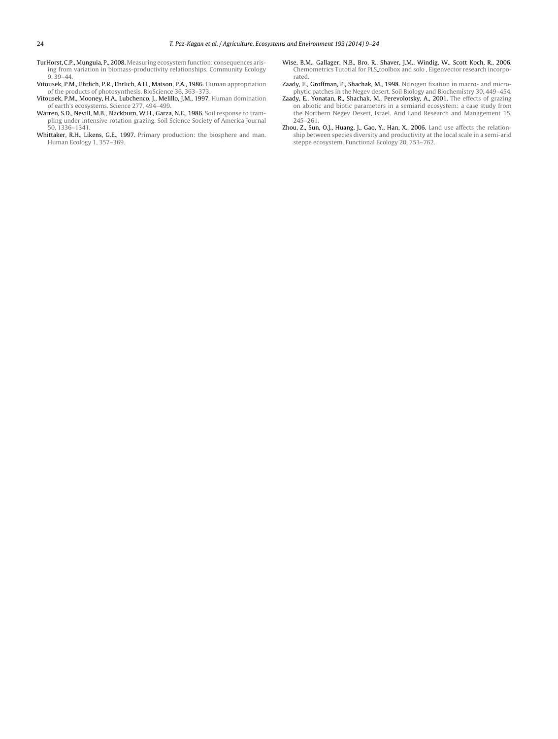TurHorst, C.P., Munguia, P., 2008. Measuring ecosystem function: consequences arising from variation in biomass-productivity relationships. Community Ecology 9, 39–44.

Vitousek, P.M., Ehrlich, P.R., Ehrlich, A.H., Matson, P.A., 1986. Human appropriation of the products of photosynthesis. BioScience 36, 363–373.

Vitousek, P.M., Mooney, H.A., Lubchenco, J., Melillo, J.M., 1997. Human domination of earth's ecosystems. Science 277, 494–499.

Warren, S.D., Nevill, M.B., Blackburn, W.H., Garza, N.E., 1986. Soil response to trampling under intensive rotation grazing. Soil Science Society of America Journal 50, 1336–1341.

Whittaker, R.H., Likens, G.E., 1997. Primary production: the biosphere and man. Human Ecology 1, 357–369.

Wise, B.M., Gallager, N.B., Bro, R., Shaver, J.M., Windig, W., Scott Koch, R., 2006. Chemometrics Tutotial for PLS_toolbox and solo , Eigenvector research incorporated.

Zaady, E., Groffman, P., Shachak, M., 1998. Nitrogen fixation in macro- and microphytic patches in the Negev desert. Soil Biology and Biochemistry 30, 449–454.

Zaady, E., Yonatan, R., Shachak, M., Perevolotsky, A., 2001. The effects of grazing on abiotic and biotic parameters in a semiarid ecosystem: a case study from the Northern Negev Desert, Israel. Arid Land Research and Management 15, 245–261.

Zhou, Z., Sun, O.J., Huang, J., Gao, Y., Han, X., 2006. Land use affects the relationship between species diversity and productivity at the local scale in a semi-arid steppe ecosystem. Functional Ecology 20, 753–762.